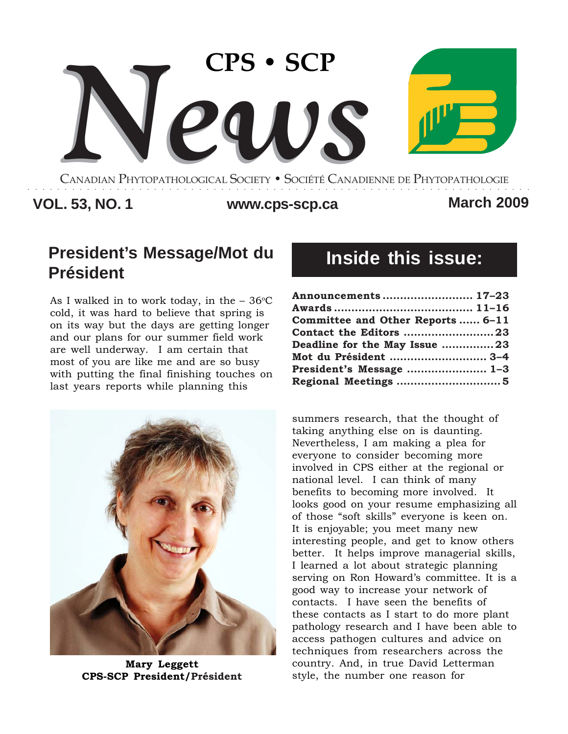# CPS • SCP News

CANADIAN PHYTOPATHOLOGICAL SOCIETY • SOCIÉTÉ CANADIENNE DE PHYTOPATHOLOGIE

**VOL. 53, NO. 1** | **www.cps-scp.ca** | **March 2009**

## Inside this issue:

| | |
|---|---|
| **Announcements** | **17–23** |
| **Awards** | **11–16** |
| **Committee and Other Reports** | **6–11** |
| **Contact the Editors** | **23** |
| **Deadline for the May Issue** | **23** |
| **Mot du Président** | **3–4** |
| **President's Message** | **1–3** |
| **Regional Meetings** | **5** |

## President's Message/Mot du Président

As I walked in to work today, in the – 36ºC cold, it was hard to believe that spring is on its way but the days are getting longer and our plans for our summer field work are well underway. I am certain that most of you are like me and are so busy with putting the final finishing touches on last years reports while planning this summers research, that the thought of taking anything else on is daunting. Nevertheless, I am making a plea for everyone to consider becoming more involved in CPS either at the regional or national level. I can think of many benefits to becoming more involved. It looks good on your resume emphasizing all of those "soft skills" everyone is keen on. It is enjoyable; you meet many new interesting people, and get to know others better. It helps improve managerial skills, I learned a lot about strategic planning serving on Ron Howard's committee. It is a good way to increase your network of contacts. I have seen the benefits of these contacts as I start to do more plant pathology research and I have been able to access pathogen cultures and advice on techniques from researchers across the country. And, in true David Letterman style, the number one reason for

**Mary Leggett**
**CPS-SCP President/Président**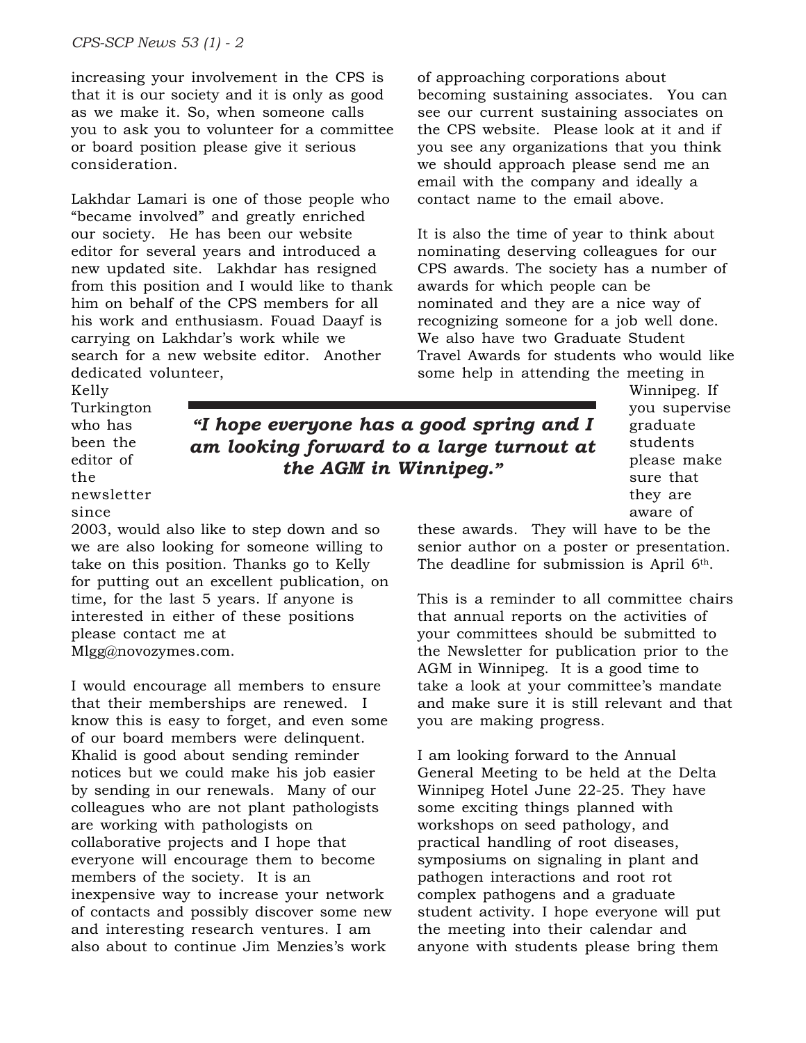increasing your involvement in the CPS is that it is our society and it is only as good as we make it. So, when someone calls you to ask you to volunteer for a committee or board position please give it serious consideration.

Lakhdar Lamari is one of those people who "became involved" and greatly enriched our society. He has been our website editor for several years and introduced a new updated site. Lakhdar has resigned from this position and I would like to thank him on behalf of the CPS members for all his work and enthusiasm. Fouad Daayf is carrying on Lakhdar's work while we search for a new website editor. Another dedicated volunteer, Kelly Turkington who has been the editor of the newsletter since 2003, would also like to step down and so we are also looking for someone willing to take on this position. Thanks go to Kelly for putting out an excellent publication, on time, for the last 5 years. If anyone is interested in either of these positions please contact me at Mlgg@novozymes.com.

*"I hope everyone has a good spring and I am looking forward to a large turnout at the AGM in Winnipeg."*

I would encourage all members to ensure that their memberships are renewed. I know this is easy to forget, and even some of our board members were delinquent. Khalid is good about sending reminder notices but we could make his job easier by sending in our renewals. Many of our colleagues who are not plant pathologists are working with pathologists on collaborative projects and I hope that everyone will encourage them to become members of the society. It is an inexpensive way to increase your network of contacts and possibly discover some new and interesting research ventures. I am also about to continue Jim Menzies's work of approaching corporations about becoming sustaining associates. You can see our current sustaining associates on the CPS website. Please look at it and if you see any organizations that you think we should approach please send me an email with the company and ideally a contact name to the email above.

It is also the time of year to think about nominating deserving colleagues for our CPS awards. The society has a number of awards for which people can be nominated and they are a nice way of recognizing someone for a job well done. We also have two Graduate Student Travel Awards for students who would like some help in attending the meeting in Winnipeg. If you supervise graduate students please make sure that they are aware of these awards. They will have to be the senior author on a poster or presentation. The deadline for submission is April 6th.

This is a reminder to all committee chairs that annual reports on the activities of your committees should be submitted to the Newsletter for publication prior to the AGM in Winnipeg. It is a good time to take a look at your committee's mandate and make sure it is still relevant and that you are making progress.

I am looking forward to the Annual General Meeting to be held at the Delta Winnipeg Hotel June 22-25. They have some exciting things planned with workshops on seed pathology, and practical handling of root diseases, symposiums on signaling in plant and pathogen interactions and root rot complex pathogens and a graduate student activity. I hope everyone will put the meeting into their calendar and anyone with students please bring them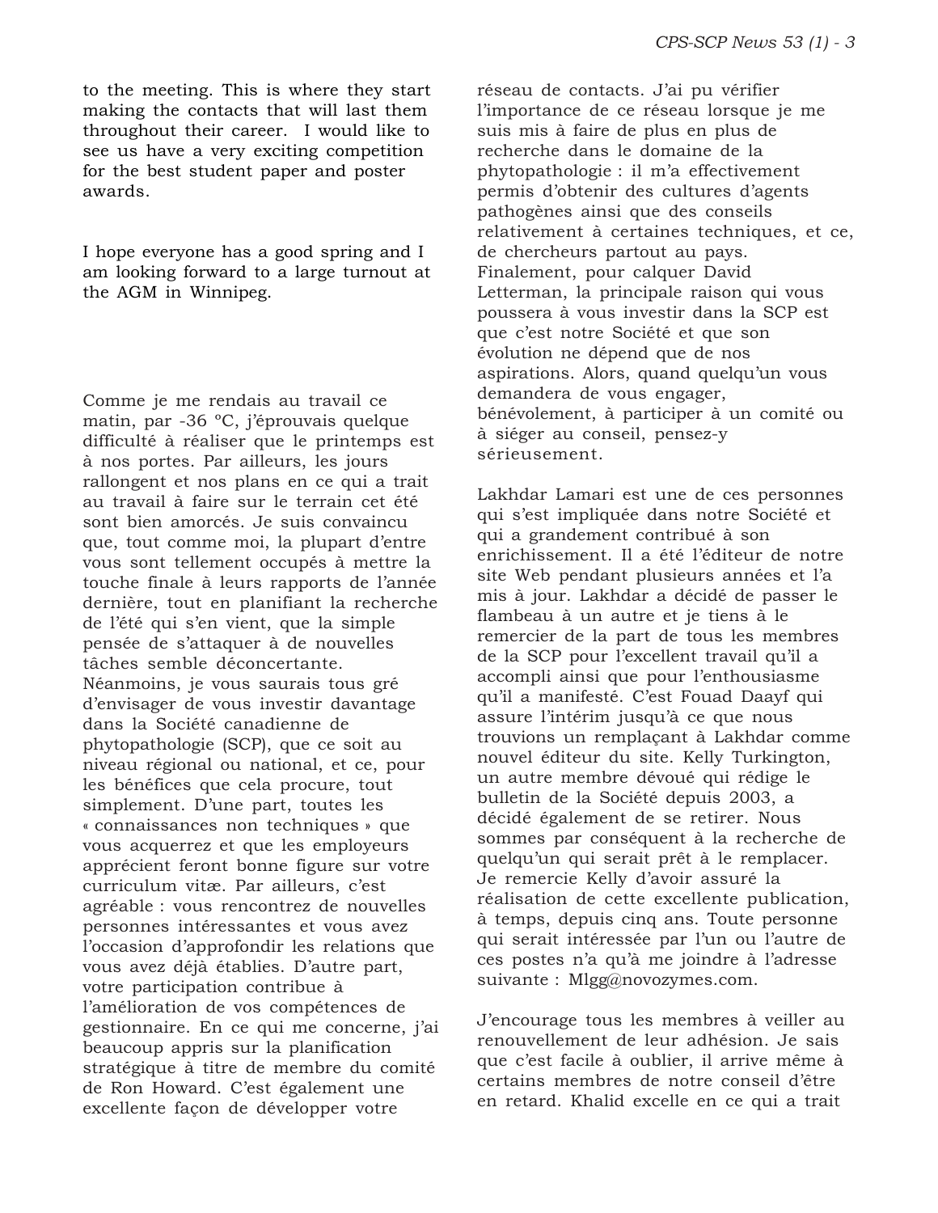to the meeting. This is where they start making the contacts that will last them throughout their career. I would like to see us have a very exciting competition for the best student paper and poster awards.

I hope everyone has a good spring and I am looking forward to a large turnout at the AGM in Winnipeg.

Comme je me rendais au travail ce matin, par -36 ºC, j'éprouvais quelque difficulté à réaliser que le printemps est à nos portes. Par ailleurs, les jours rallongent et nos plans en ce qui a trait au travail à faire sur le terrain cet été sont bien amorcés. Je suis convaincu que, tout comme moi, la plupart d'entre vous sont tellement occupés à mettre la touche finale à leurs rapports de l'année dernière, tout en planifiant la recherche de l'été qui s'en vient, que la simple pensée de s'attaquer à de nouvelles tâches semble déconcertante. Néanmoins, je vous saurais tous gré d'envisager de vous investir davantage dans la Société canadienne de phytopathologie (SCP), que ce soit au niveau régional ou national, et ce, pour les bénéfices que cela procure, tout simplement. D'une part, toutes les « connaissances non techniques » que vous acquerrez et que les employeurs apprécient feront bonne figure sur votre curriculum vitæ. Par ailleurs, c'est agréable : vous rencontrez de nouvelles personnes intéressantes et vous avez l'occasion d'approfondir les relations que vous avez déjà établies. D'autre part, votre participation contribue à l'amélioration de vos compétences de gestionnaire. En ce qui me concerne, j'ai beaucoup appris sur la planification stratégique à titre de membre du comité de Ron Howard. C'est également une excellente façon de développer votre réseau de contacts. J'ai pu vérifier l'importance de ce réseau lorsque je me suis mis à faire de plus en plus de recherche dans le domaine de la phytopathologie : il m'a effectivement permis d'obtenir des cultures d'agents pathogènes ainsi que des conseils relativement à certaines techniques, et ce, de chercheurs partout au pays. Finalement, pour calquer David Letterman, la principale raison qui vous poussera à vous investir dans la SCP est que c'est notre Société et que son évolution ne dépend que de nos aspirations. Alors, quand quelqu'un vous demandera de vous engager, bénévolement, à participer à un comité ou à siéger au conseil, pensez-y sérieusement.

Lakhdar Lamari est une de ces personnes qui s'est impliquée dans notre Société et qui a grandement contribué à son enrichissement. Il a été l'éditeur de notre site Web pendant plusieurs années et l'a mis à jour. Lakhdar a décidé de passer le flambeau à un autre et je tiens à le remercier de la part de tous les membres de la SCP pour l'excellent travail qu'il a accompli ainsi que pour l'enthousiasme qu'il a manifesté. C'est Fouad Daayf qui assure l'intérim jusqu'à ce que nous trouvions un remplaçant à Lakhdar comme nouvel éditeur du site. Kelly Turkington, un autre membre dévoué qui rédige le bulletin de la Société depuis 2003, a décidé également de se retirer. Nous sommes par conséquent à la recherche de quelqu'un qui serait prêt à le remplacer. Je remercie Kelly d'avoir assuré la réalisation de cette excellente publication, à temps, depuis cinq ans. Toute personne qui serait intéressée par l'un ou l'autre de ces postes n'a qu'à me joindre à l'adresse suivante : Mlgg@novozymes.com.

J'encourage tous les membres à veiller au renouvellement de leur adhésion. Je sais que c'est facile à oublier, il arrive même à certains membres de notre conseil d'être en retard. Khalid excelle en ce qui a trait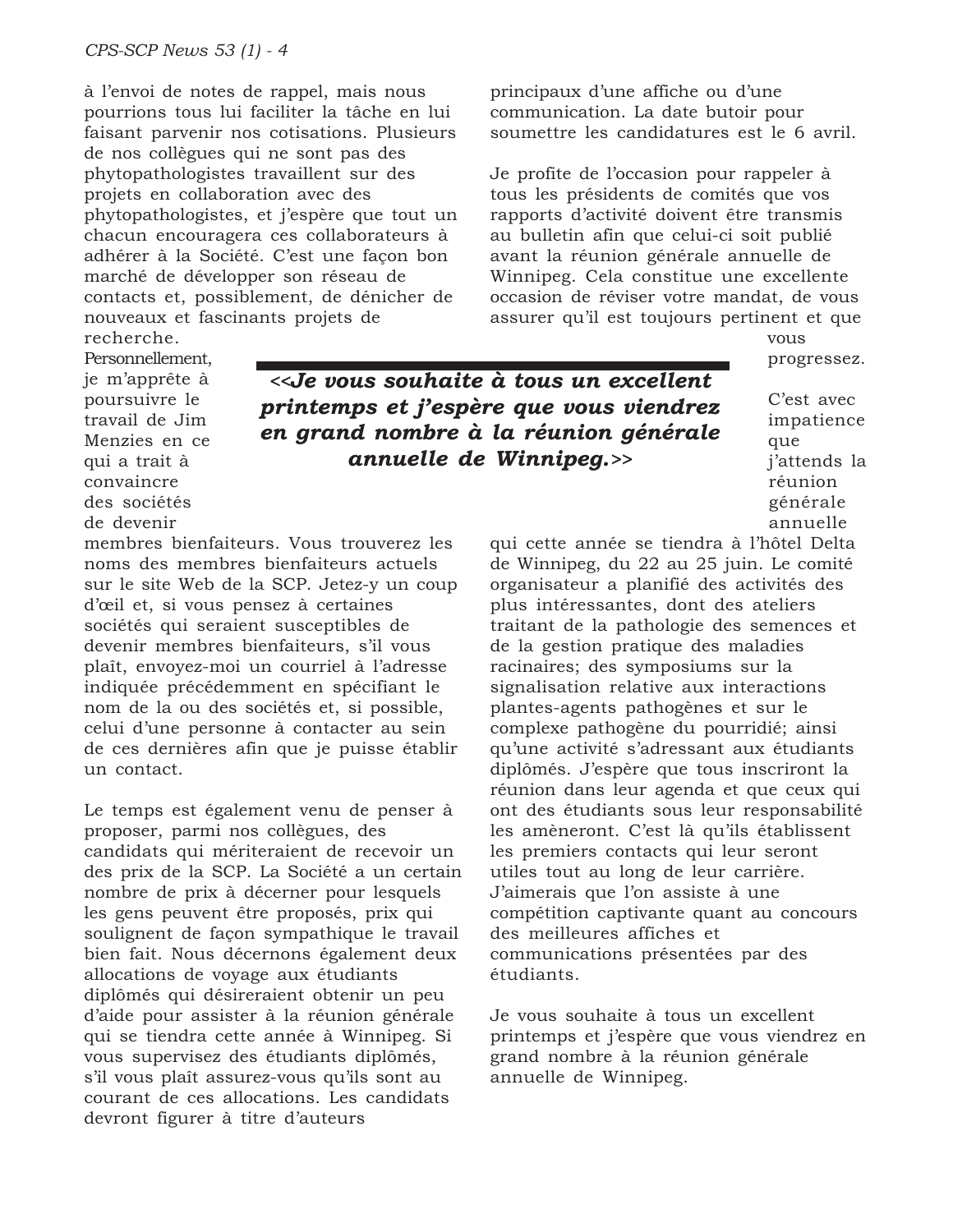à l'envoi de notes de rappel, mais nous pourrions tous lui faciliter la tâche en lui faisant parvenir nos cotisations. Plusieurs de nos collègues qui ne sont pas des phytopathologistes travaillent sur des projets en collaboration avec des phytopathologistes, et j'espère que tout un chacun encouragera ces collaborateurs à adhérer à la Société. C'est une façon bon marché de développer son réseau de contacts et, possiblement, de dénicher de nouveaux et fascinants projets de recherche. Personnellement, je m'apprête à poursuivre le travail de Jim Menzies en ce qui a trait à convaincre des sociétés de devenir membres bienfaiteurs. Vous trouverez les noms des membres bienfaiteurs actuels sur le site Web de la SCP. Jetez-y un coup d'œil et, si vous pensez à certaines sociétés qui seraient susceptibles de devenir membres bienfaiteurs, s'il vous plaît, envoyez-moi un courriel à l'adresse indiquée précédemment en spécifiant le nom de la ou des sociétés et, si possible, celui d'une personne à contacter au sein de ces dernières afin que je puisse établir un contact.

Le temps est également venu de penser à proposer, parmi nos collègues, des candidats qui mériteraient de recevoir un des prix de la SCP. La Société a un certain nombre de prix à décerner pour lesquels les gens peuvent être proposés, prix qui soulignent de façon sympathique le travail bien fait. Nous décernons également deux allocations de voyage aux étudiants diplômés qui désireraient obtenir un peu d'aide pour assister à la réunion générale qui se tiendra cette année à Winnipeg. Si vous supervisez des étudiants diplômés, s'il vous plaît assurez-vous qu'ils sont au courant de ces allocations. Les candidats devront figurer à titre d'auteurs principaux d'une affiche ou d'une communication. La date butoir pour soumettre les candidatures est le 6 avril.

Je profite de l'occasion pour rappeler à tous les présidents de comités que vos rapports d'activité doivent être transmis au bulletin afin que celui-ci soit publié avant la réunion générale annuelle de Winnipeg. Cela constitue une excellente occasion de réviser votre mandat, de vous assurer qu'il est toujours pertinent et que vous progressez.

> ***<<Je vous souhaite à tous un excellent printemps et j'espère que vous viendrez en grand nombre à la réunion générale annuelle de Winnipeg.>>***

C'est avec impatience que j'attends la réunion générale annuelle qui cette année se tiendra à l'hôtel Delta de Winnipeg, du 22 au 25 juin. Le comité organisateur a planifié des activités des plus intéressantes, dont des ateliers traitant de la pathologie des semences et de la gestion pratique des maladies racinaires; des symposiums sur la signalisation relative aux interactions plantes-agents pathogènes et sur le complexe pathogène du pourridié; ainsi qu'une activité s'adressant aux étudiants diplômés. J'espère que tous inscriront la réunion dans leur agenda et que ceux qui ont des étudiants sous leur responsabilité les amèneront. C'est là qu'ils établissent les premiers contacts qui leur seront utiles tout au long de leur carrière. J'aimerais que l'on assiste à une compétition captivante quant au concours des meilleures affiches et communications présentées par des étudiants.

Je vous souhaite à tous un excellent printemps et j'espère que vous viendrez en grand nombre à la réunion générale annuelle de Winnipeg.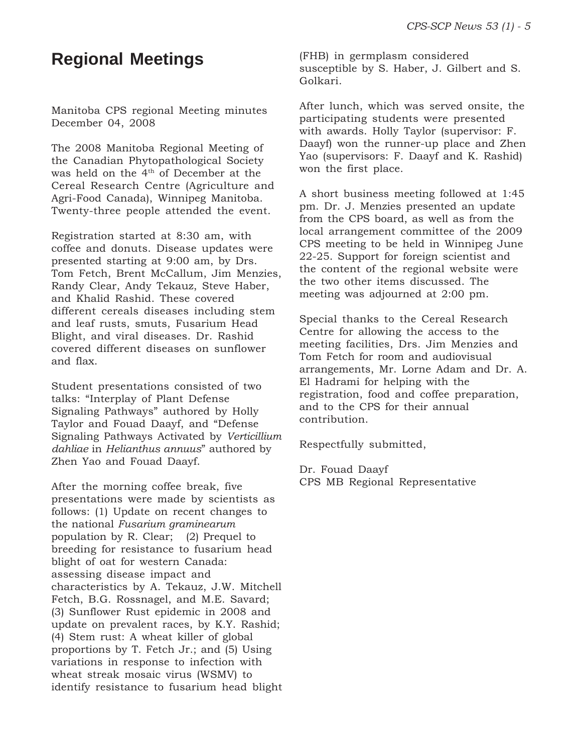# Regional Meetings

Manitoba CPS regional Meeting minutes December 04, 2008

The 2008 Manitoba Regional Meeting of the Canadian Phytopathological Society was held on the 4th of December at the Cereal Research Centre (Agriculture and Agri-Food Canada), Winnipeg Manitoba. Twenty-three people attended the event.

Registration started at 8:30 am, with coffee and donuts. Disease updates were presented starting at 9:00 am, by Drs. Tom Fetch, Brent McCallum, Jim Menzies, Randy Clear, Andy Tekauz, Steve Haber, and Khalid Rashid. These covered different cereals diseases including stem and leaf rusts, smuts, Fusarium Head Blight, and viral diseases. Dr. Rashid covered different diseases on sunflower and flax.

Student presentations consisted of two talks: "Interplay of Plant Defense Signaling Pathways" authored by Holly Taylor and Fouad Daayf, and "Defense Signaling Pathways Activated by *Verticillium dahliae* in *Helianthus annuus*" authored by Zhen Yao and Fouad Daayf.

After the morning coffee break, five presentations were made by scientists as follows: (1) Update on recent changes to the national *Fusarium graminearum* population by R. Clear; (2) Prequel to breeding for resistance to fusarium head blight of oat for western Canada: assessing disease impact and characteristics by A. Tekauz, J.W. Mitchell Fetch, B.G. Rossnagel, and M.E. Savard; (3) Sunflower Rust epidemic in 2008 and update on prevalent races, by K.Y. Rashid; (4) Stem rust: A wheat killer of global proportions by T. Fetch Jr.; and (5) Using variations in response to infection with wheat streak mosaic virus (WSMV) to identify resistance to fusarium head blight (FHB) in germplasm considered susceptible by S. Haber, J. Gilbert and S. Golkari.

After lunch, which was served onsite, the participating students were presented with awards. Holly Taylor (supervisor: F. Daayf) won the runner-up place and Zhen Yao (supervisors: F. Daayf and K. Rashid) won the first place.

A short business meeting followed at 1:45 pm. Dr. J. Menzies presented an update from the CPS board, as well as from the local arrangement committee of the 2009 CPS meeting to be held in Winnipeg June 22-25. Support for foreign scientist and the content of the regional website were the two other items discussed. The meeting was adjourned at 2:00 pm.

Special thanks to the Cereal Research Centre for allowing the access to the meeting facilities, Drs. Jim Menzies and Tom Fetch for room and audiovisual arrangements, Mr. Lorne Adam and Dr. A. El Hadrami for helping with the registration, food and coffee preparation, and to the CPS for their annual contribution.

Respectfully submitted,

Dr. Fouad Daayf
CPS MB Regional Representative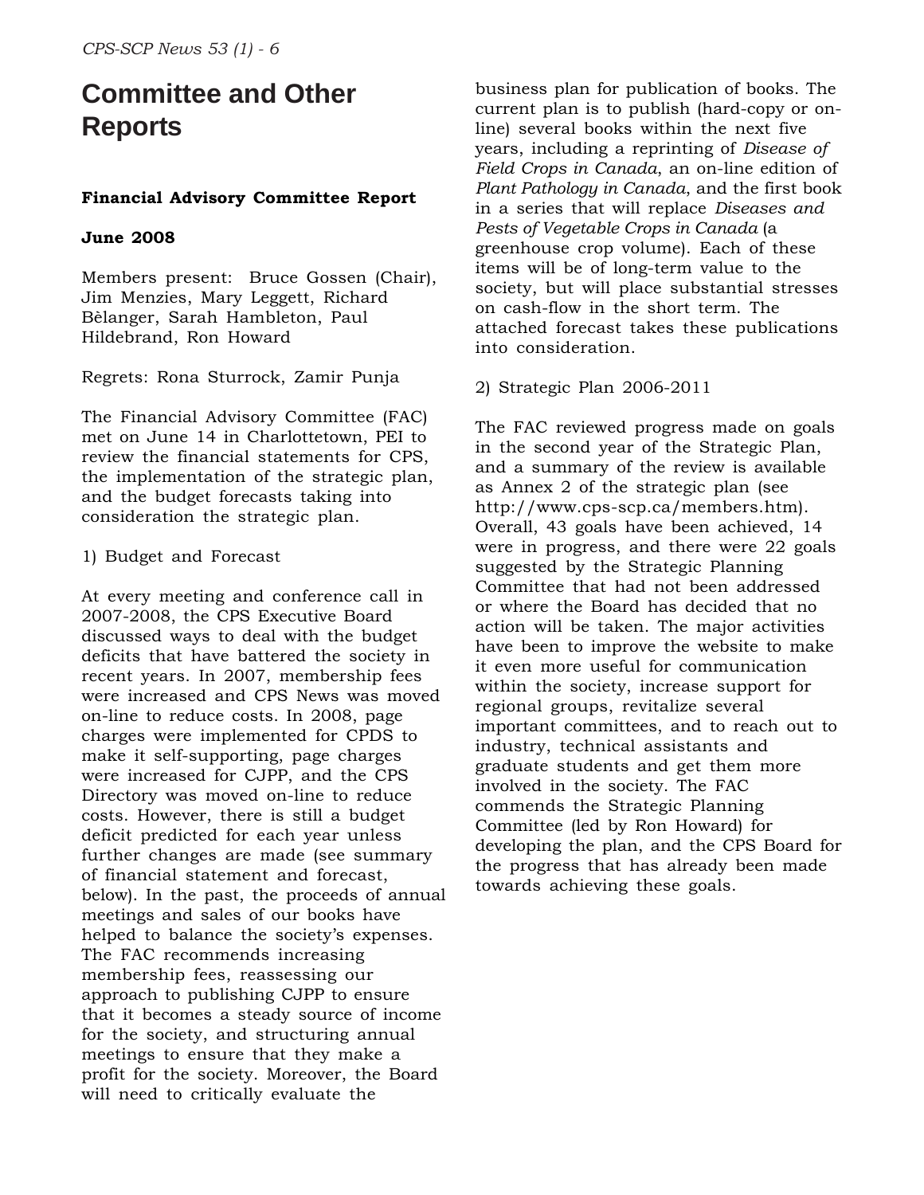# Committee and Other Reports

**Financial Advisory Committee Report**

**June 2008**

Members present: Bruce Gossen (Chair), Jim Menzies, Mary Leggett, Richard Bèlanger, Sarah Hambleton, Paul Hildebrand, Ron Howard

Regrets: Rona Sturrock, Zamir Punja

The Financial Advisory Committee (FAC) met on June 14 in Charlottetown, PEI to review the financial statements for CPS, the implementation of the strategic plan, and the budget forecasts taking into consideration the strategic plan.

1) Budget and Forecast

At every meeting and conference call in 2007-2008, the CPS Executive Board discussed ways to deal with the budget deficits that have battered the society in recent years. In 2007, membership fees were increased and CPS News was moved on-line to reduce costs. In 2008, page charges were implemented for CPDS to make it self-supporting, page charges were increased for CJPP, and the CPS Directory was moved on-line to reduce costs. However, there is still a budget deficit predicted for each year unless further changes are made (see summary of financial statement and forecast, below). In the past, the proceeds of annual meetings and sales of our books have helped to balance the society's expenses. The FAC recommends increasing membership fees, reassessing our approach to publishing CJPP to ensure that it becomes a steady source of income for the society, and structuring annual meetings to ensure that they make a profit for the society. Moreover, the Board will need to critically evaluate the business plan for publication of books. The current plan is to publish (hard-copy or on-line) several books within the next five years, including a reprinting of *Disease of Field Crops in Canada*, an on-line edition of *Plant Pathology in Canada*, and the first book in a series that will replace *Diseases and Pests of Vegetable Crops in Canada* (a greenhouse crop volume). Each of these items will be of long-term value to the society, but will place substantial stresses on cash-flow in the short term. The attached forecast takes these publications into consideration.

2) Strategic Plan 2006-2011

The FAC reviewed progress made on goals in the second year of the Strategic Plan, and a summary of the review is available as Annex 2 of the strategic plan (see http://www.cps-scp.ca/members.htm). Overall, 43 goals have been achieved, 14 were in progress, and there were 22 goals suggested by the Strategic Planning Committee that had not been addressed or where the Board has decided that no action will be taken. The major activities have been to improve the website to make it even more useful for communication within the society, increase support for regional groups, revitalize several important committees, and to reach out to industry, technical assistants and graduate students and get them more involved in the society. The FAC commends the Strategic Planning Committee (led by Ron Howard) for developing the plan, and the CPS Board for the progress that has already been made towards achieving these goals.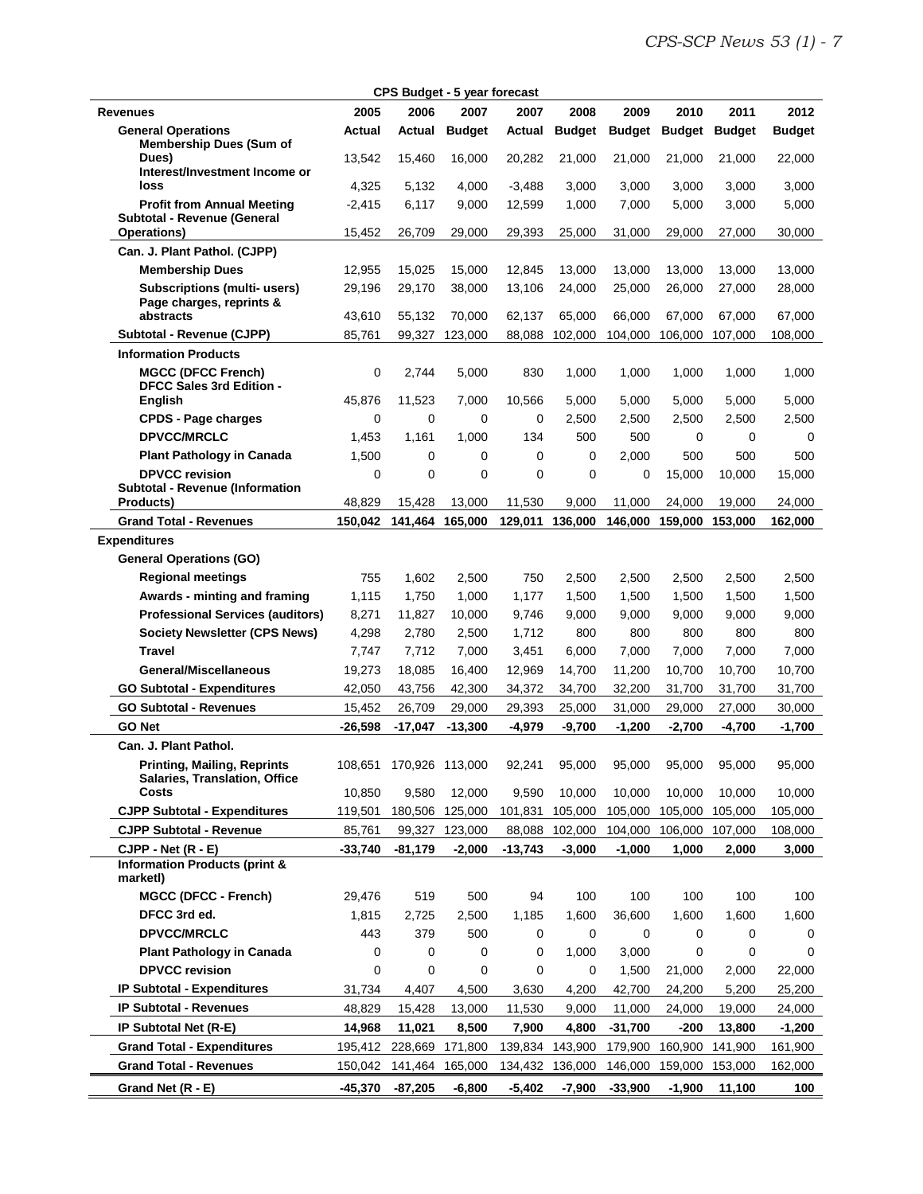**CPS Budget - 5 year forecast**

| Revenues | 2005 | 2006 | 2007 | 2007 | 2008 | 2009 | 2010 | 2011 | 2012 |
|---|---|---|---|---|---|---|---|---|---|
| **General Operations** | **Actual** | **Actual** | **Budget** | **Actual** | **Budget** | **Budget** | **Budget** | **Budget** | **Budget** |
| Membership Dues (Sum of Dues) | 13,542 | 15,460 | 16,000 | 20,282 | 21,000 | 21,000 | 21,000 | 21,000 | 22,000 |
| Interest/Investment Income or loss | 4,325 | 5,132 | 4,000 | -3,488 | 3,000 | 3,000 | 3,000 | 3,000 | 3,000 |
| Profit from Annual Meeting | -2,415 | 6,117 | 9,000 | 12,599 | 1,000 | 7,000 | 5,000 | 3,000 | 5,000 |
| Subtotal - Revenue (General Operations) | 15,452 | 26,709 | 29,000 | 29,393 | 25,000 | 31,000 | 29,000 | 27,000 | 30,000 |
| **Can. J. Plant Pathol. (CJPP)** | | | | | | | | | |
| Membership Dues | 12,955 | 15,025 | 15,000 | 12,845 | 13,000 | 13,000 | 13,000 | 13,000 | 13,000 |
| Subscriptions (multi- users) | 29,196 | 29,170 | 38,000 | 13,106 | 24,000 | 25,000 | 26,000 | 27,000 | 28,000 |
| Page charges, reprints & abstracts | 43,610 | 55,132 | 70,000 | 62,137 | 65,000 | 66,000 | 67,000 | 67,000 | 67,000 |
| Subtotal - Revenue (CJPP) | 85,761 | 99,327 | 123,000 | 88,088 | 102,000 | 104,000 | 106,000 | 107,000 | 108,000 |
| **Information Products** | | | | | | | | | |
| MGCC (DFCC French) | 0 | 2,744 | 5,000 | 830 | 1,000 | 1,000 | 1,000 | 1,000 | 1,000 |
| DFCC Sales 3rd Edition - English | 45,876 | 11,523 | 7,000 | 10,566 | 5,000 | 5,000 | 5,000 | 5,000 | 5,000 |
| CPDS - Page charges | 0 | 0 | 0 | 0 | 2,500 | 2,500 | 2,500 | 2,500 | 2,500 |
| DPVCC/MRCLC | 1,453 | 1,161 | 1,000 | 134 | 500 | 500 | 0 | 0 | 0 |
| Plant Pathology in Canada | 1,500 | 0 | 0 | 0 | 0 | 2,000 | 500 | 500 | 500 |
| DPVCC revision | 0 | 0 | 0 | 0 | 0 | 0 | 15,000 | 10,000 | 15,000 |
| Subtotal - Revenue (Information Products) | 48,829 | 15,428 | 13,000 | 11,530 | 9,000 | 11,000 | 24,000 | 19,000 | 24,000 |
| **Grand Total - Revenues** | **150,042** | **141,464** | **165,000** | **129,011** | **136,000** | **146,000** | **159,000** | **153,000** | **162,000** |
| **Expenditures** | | | | | | | | | |
| **General Operations (GO)** | | | | | | | | | |
| Regional meetings | 755 | 1,602 | 2,500 | 750 | 2,500 | 2,500 | 2,500 | 2,500 | 2,500 |
| Awards - minting and framing | 1,115 | 1,750 | 1,000 | 1,177 | 1,500 | 1,500 | 1,500 | 1,500 | 1,500 |
| Professional Services (auditors) | 8,271 | 11,827 | 10,000 | 9,746 | 9,000 | 9,000 | 9,000 | 9,000 | 9,000 |
| Society Newsletter (CPS News) | 4,298 | 2,780 | 2,500 | 1,712 | 800 | 800 | 800 | 800 | 800 |
| Travel | 7,747 | 7,712 | 7,000 | 3,451 | 6,000 | 7,000 | 7,000 | 7,000 | 7,000 |
| General/Miscellaneous | 19,273 | 18,085 | 16,400 | 12,969 | 14,700 | 11,200 | 10,700 | 10,700 | 10,700 |
| GO Subtotal - Expenditures | 42,050 | 43,756 | 42,300 | 34,372 | 34,700 | 32,200 | 31,700 | 31,700 | 31,700 |
| GO Subtotal - Revenues | 15,452 | 26,709 | 29,000 | 29,393 | 25,000 | 31,000 | 29,000 | 27,000 | 30,000 |
| **GO Net** | **-26,598** | **-17,047** | **-13,300** | **-4,979** | **-9,700** | **-1,200** | **-2,700** | **-4,700** | **-1,700** |
| **Can. J. Plant Pathol.** | | | | | | | | | |
| Printing, Mailing, Reprints | 108,651 | 170,926 | 113,000 | 92,241 | 95,000 | 95,000 | 95,000 | 95,000 | 95,000 |
| Salaries, Translation, Office Costs | 10,850 | 9,580 | 12,000 | 9,590 | 10,000 | 10,000 | 10,000 | 10,000 | 10,000 |
| CJPP Subtotal - Expenditures | 119,501 | 180,506 | 125,000 | 101,831 | 105,000 | 105,000 | 105,000 | 105,000 | 105,000 |
| CJPP Subtotal - Revenue | 85,761 | 99,327 | 123,000 | 88,088 | 102,000 | 104,000 | 106,000 | 107,000 | 108,000 |
| **CJPP - Net (R - E)** | **-33,740** | **-81,179** | **-2,000** | **-13,743** | **-3,000** | **-1,000** | **1,000** | **2,000** | **3,000** |
| **Information Products (print & marketl)** | | | | | | | | | |
| MGCC (DFCC - French) | 29,476 | 519 | 500 | 94 | 100 | 100 | 100 | 100 | 100 |
| DFCC 3rd ed. | 1,815 | 2,725 | 2,500 | 1,185 | 1,600 | 36,600 | 1,600 | 1,600 | 1,600 |
| DPVCC/MRCLC | 443 | 379 | 500 | 0 | 0 | 0 | 0 | 0 | 0 |
| Plant Pathology in Canada | 0 | 0 | 0 | 0 | 1,000 | 3,000 | 0 | 0 | 0 |
| DPVCC revision | 0 | 0 | 0 | 0 | 0 | 1,500 | 21,000 | 2,000 | 22,000 |
| IP Subtotal - Expenditures | 31,734 | 4,407 | 4,500 | 3,630 | 4,200 | 42,700 | 24,200 | 5,200 | 25,200 |
| IP Subtotal - Revenues | 48,829 | 15,428 | 13,000 | 11,530 | 9,000 | 11,000 | 24,000 | 19,000 | 24,000 |
| **IP Subtotal Net (R-E)** | **14,968** | **11,021** | **8,500** | **7,900** | **4,800** | **-31,700** | **-200** | **13,800** | **-1,200** |
| **Grand Total - Expenditures** | 195,412 | 228,669 | 171,800 | 139,834 | 143,900 | 179,900 | 160,900 | 141,900 | 161,900 |
| **Grand Total - Revenues** | 150,042 | 141,464 | 165,000 | 134,432 | 136,000 | 146,000 | 159,000 | 153,000 | 162,000 |
| **Grand Net (R - E)** | **-45,370** | **-87,205** | **-6,800** | **-5,402** | **-7,900** | **-33,900** | **-1,900** | **11,100** | **100** |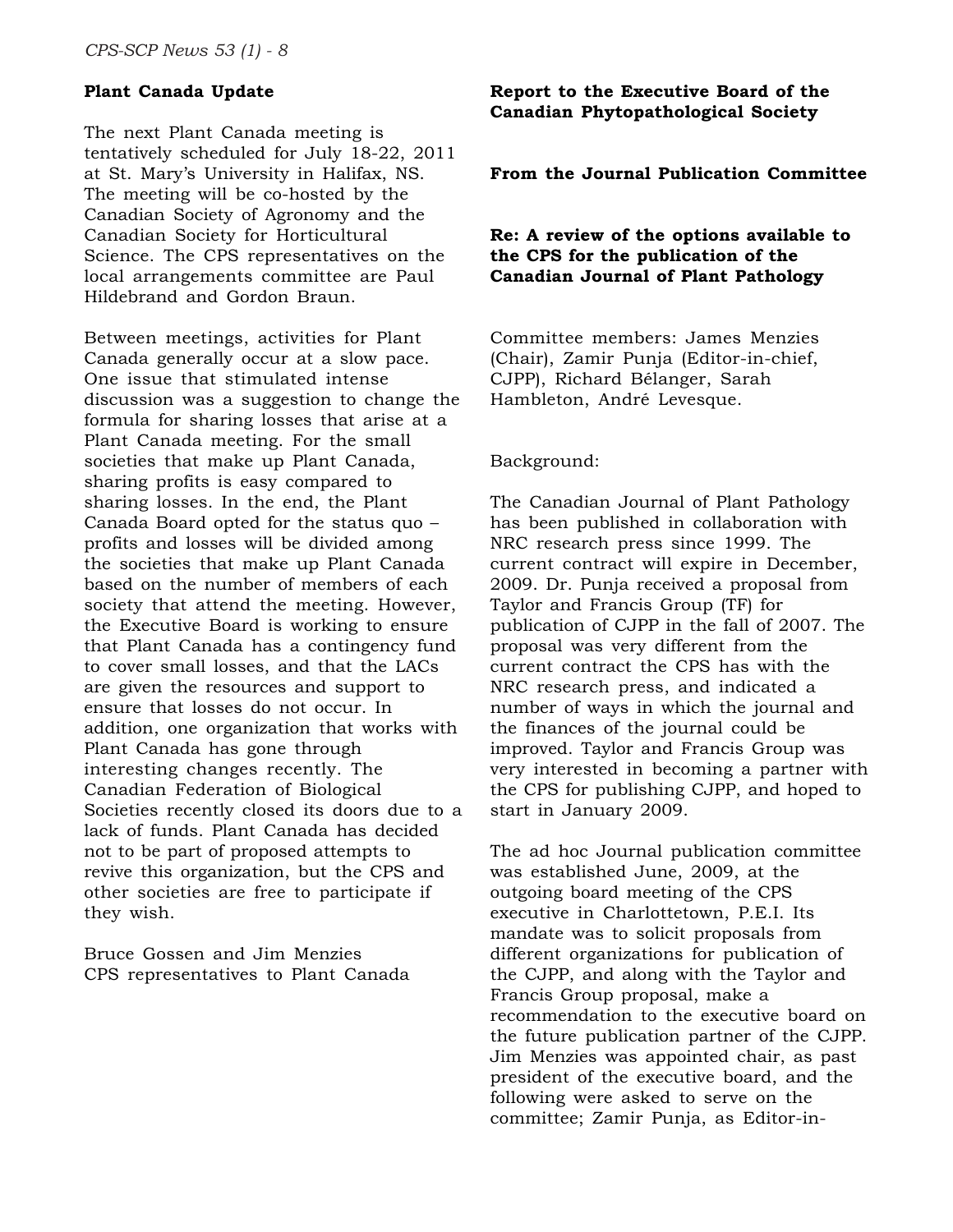## Plant Canada Update

The next Plant Canada meeting is tentatively scheduled for July 18-22, 2011 at St. Mary's University in Halifax, NS. The meeting will be co-hosted by the Canadian Society of Agronomy and the Canadian Society for Horticultural Science. The CPS representatives on the local arrangements committee are Paul Hildebrand and Gordon Braun.

Between meetings, activities for Plant Canada generally occur at a slow pace. One issue that stimulated intense discussion was a suggestion to change the formula for sharing losses that arise at a Plant Canada meeting. For the small societies that make up Plant Canada, sharing profits is easy compared to sharing losses. In the end, the Plant Canada Board opted for the status quo – profits and losses will be divided among the societies that make up Plant Canada based on the number of members of each society that attend the meeting. However, the Executive Board is working to ensure that Plant Canada has a contingency fund to cover small losses, and that the LACs are given the resources and support to ensure that losses do not occur. In addition, one organization that works with Plant Canada has gone through interesting changes recently. The Canadian Federation of Biological Societies recently closed its doors due to a lack of funds. Plant Canada has decided not to be part of proposed attempts to revive this organization, but the CPS and other societies are free to participate if they wish.

Bruce Gossen and Jim Menzies
CPS representatives to Plant Canada

## Report to the Executive Board of the Canadian Phytopathological Society

**From the Journal Publication Committee**

**Re: A review of the options available to the CPS for the publication of the Canadian Journal of Plant Pathology**

Committee members: James Menzies (Chair), Zamir Punja (Editor-in-chief, CJPP), Richard Bélanger, Sarah Hambleton, André Levesque.

Background:

The Canadian Journal of Plant Pathology has been published in collaboration with NRC research press since 1999. The current contract will expire in December, 2009. Dr. Punja received a proposal from Taylor and Francis Group (TF) for publication of CJPP in the fall of 2007. The proposal was very different from the current contract the CPS has with the NRC research press, and indicated a number of ways in which the journal and the finances of the journal could be improved. Taylor and Francis Group was very interested in becoming a partner with the CPS for publishing CJPP, and hoped to start in January 2009.

The ad hoc Journal publication committee was established June, 2009, at the outgoing board meeting of the CPS executive in Charlottetown, P.E.I. Its mandate was to solicit proposals from different organizations for publication of the CJPP, and along with the Taylor and Francis Group proposal, make a recommendation to the executive board on the future publication partner of the CJPP. Jim Menzies was appointed chair, as past president of the executive board, and the following were asked to serve on the committee; Zamir Punja, as Editor-in-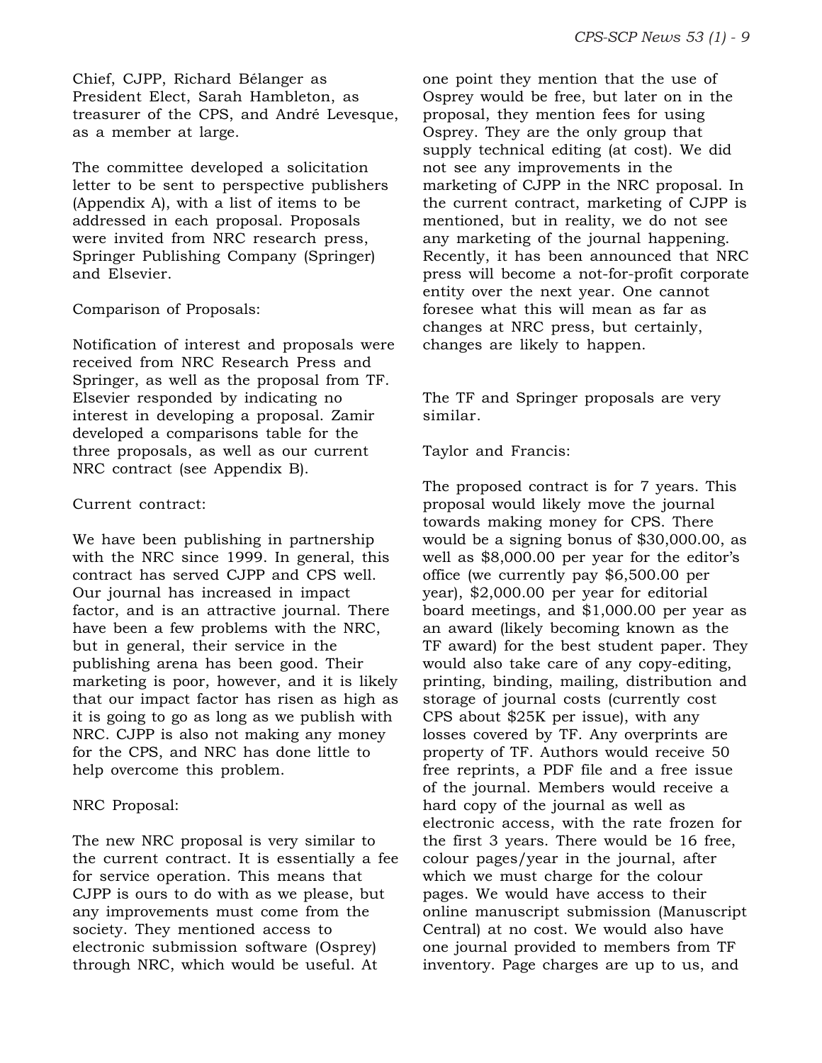Chief, CJPP, Richard Bélanger as President Elect, Sarah Hambleton, as treasurer of the CPS, and André Levesque, as a member at large.

The committee developed a solicitation letter to be sent to perspective publishers (Appendix A), with a list of items to be addressed in each proposal. Proposals were invited from NRC research press, Springer Publishing Company (Springer) and Elsevier.

Comparison of Proposals:

Notification of interest and proposals were received from NRC Research Press and Springer, as well as the proposal from TF. Elsevier responded by indicating no interest in developing a proposal. Zamir developed a comparisons table for the three proposals, as well as our current NRC contract (see Appendix B).

Current contract:

We have been publishing in partnership with the NRC since 1999. In general, this contract has served CJPP and CPS well. Our journal has increased in impact factor, and is an attractive journal. There have been a few problems with the NRC, but in general, their service in the publishing arena has been good. Their marketing is poor, however, and it is likely that our impact factor has risen as high as it is going to go as long as we publish with NRC. CJPP is also not making any money for the CPS, and NRC has done little to help overcome this problem.

NRC Proposal:

The new NRC proposal is very similar to the current contract. It is essentially a fee for service operation. This means that CJPP is ours to do with as we please, but any improvements must come from the society. They mentioned access to electronic submission software (Osprey) through NRC, which would be useful. At one point they mention that the use of Osprey would be free, but later on in the proposal, they mention fees for using Osprey. They are the only group that supply technical editing (at cost). We did not see any improvements in the marketing of CJPP in the NRC proposal. In the current contract, marketing of CJPP is mentioned, but in reality, we do not see any marketing of the journal happening. Recently, it has been announced that NRC press will become a not-for-profit corporate entity over the next year. One cannot foresee what this will mean as far as changes at NRC press, but certainly, changes are likely to happen.

The TF and Springer proposals are very similar.

Taylor and Francis:

The proposed contract is for 7 years. This proposal would likely move the journal towards making money for CPS. There would be a signing bonus of $30,000.00, as well as $8,000.00 per year for the editor's office (we currently pay $6,500.00 per year), $2,000.00 per year for editorial board meetings, and $1,000.00 per year as an award (likely becoming known as the TF award) for the best student paper. They would also take care of any copy-editing, printing, binding, mailing, distribution and storage of journal costs (currently cost CPS about $25K per issue), with any losses covered by TF. Any overprints are property of TF. Authors would receive 50 free reprints, a PDF file and a free issue of the journal. Members would receive a hard copy of the journal as well as electronic access, with the rate frozen for the first 3 years. There would be 16 free, colour pages/year in the journal, after which we must charge for the colour pages. We would have access to their online manuscript submission (Manuscript Central) at no cost. We would also have one journal provided to members from TF inventory. Page charges are up to us, and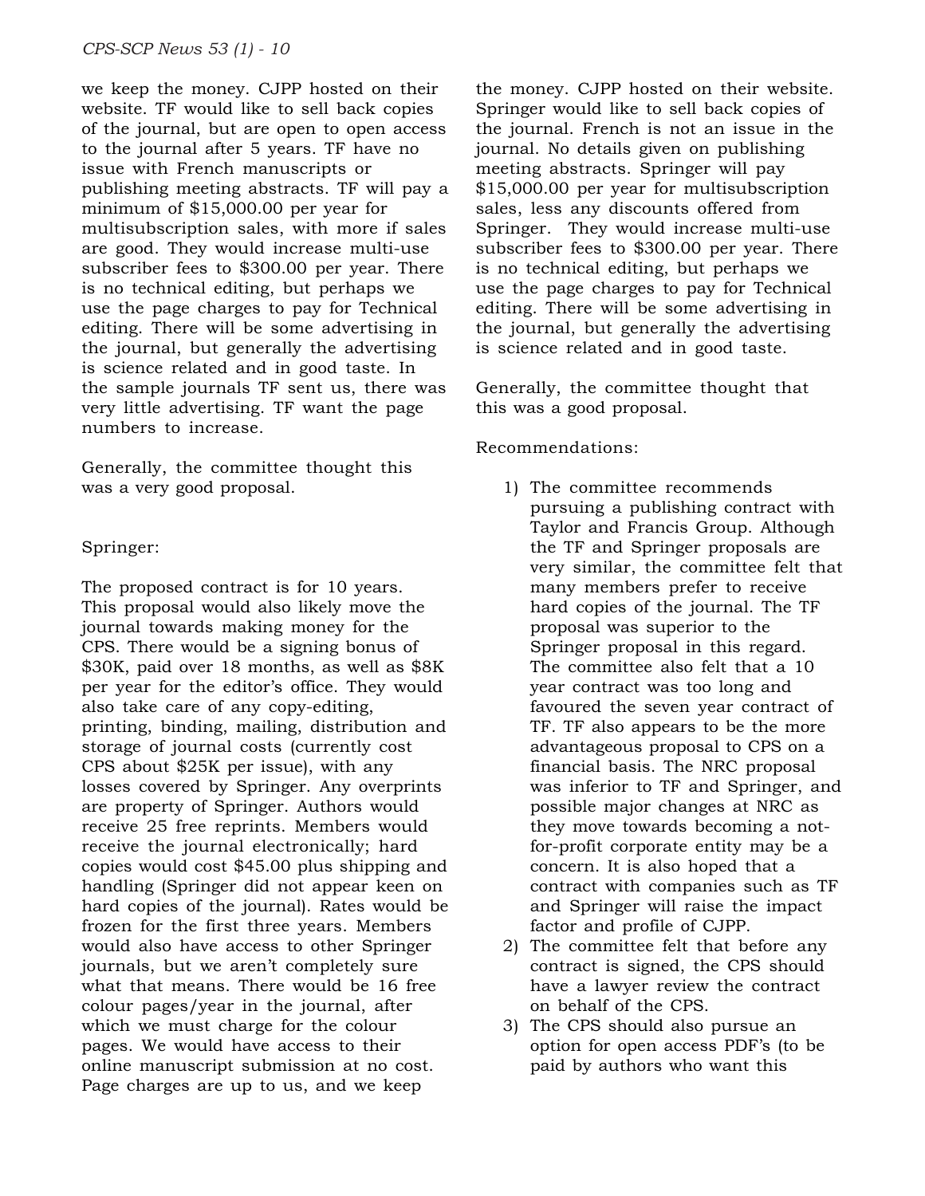we keep the money. CJPP hosted on their website. TF would like to sell back copies of the journal, but are open to open access to the journal after 5 years. TF have no issue with French manuscripts or publishing meeting abstracts. TF will pay a minimum of $15,000.00 per year for multisubscription sales, with more if sales are good. They would increase multi-use subscriber fees to $300.00 per year. There is no technical editing, but perhaps we use the page charges to pay for Technical editing. There will be some advertising in the journal, but generally the advertising is science related and in good taste. In the sample journals TF sent us, there was very little advertising. TF want the page numbers to increase.

Generally, the committee thought this was a very good proposal.

Springer:

The proposed contract is for 10 years. This proposal would also likely move the journal towards making money for the CPS. There would be a signing bonus of $30K, paid over 18 months, as well as $8K per year for the editor's office. They would also take care of any copy-editing, printing, binding, mailing, distribution and storage of journal costs (currently cost CPS about $25K per issue), with any losses covered by Springer. Any overprints are property of Springer. Authors would receive 25 free reprints. Members would receive the journal electronically; hard copies would cost $45.00 plus shipping and handling (Springer did not appear keen on hard copies of the journal). Rates would be frozen for the first three years. Members would also have access to other Springer journals, but we aren't completely sure what that means. There would be 16 free colour pages/year in the journal, after which we must charge for the colour pages. We would have access to their online manuscript submission at no cost. Page charges are up to us, and we keep the money. CJPP hosted on their website. Springer would like to sell back copies of the journal. French is not an issue in the journal. No details given on publishing meeting abstracts. Springer will pay $15,000.00 per year for multisubscription sales, less any discounts offered from Springer. They would increase multi-use subscriber fees to $300.00 per year. There is no technical editing, but perhaps we use the page charges to pay for Technical editing. There will be some advertising in the journal, but generally the advertising is science related and in good taste.

Generally, the committee thought that this was a good proposal.

Recommendations:

1) The committee recommends pursuing a publishing contract with Taylor and Francis Group. Although the TF and Springer proposals are very similar, the committee felt that many members prefer to receive hard copies of the journal. The TF proposal was superior to the Springer proposal in this regard. The committee also felt that a 10 year contract was too long and favoured the seven year contract of TF. TF also appears to be the more advantageous proposal to CPS on a financial basis. The NRC proposal was inferior to TF and Springer, and possible major changes at NRC as they move towards becoming a not-for-profit corporate entity may be a concern. It is also hoped that a contract with companies such as TF and Springer will raise the impact factor and profile of CJPP.
2) The committee felt that before any contract is signed, the CPS should have a lawyer review the contract on behalf of the CPS.
3) The CPS should also pursue an option for open access PDF's (to be paid by authors who want this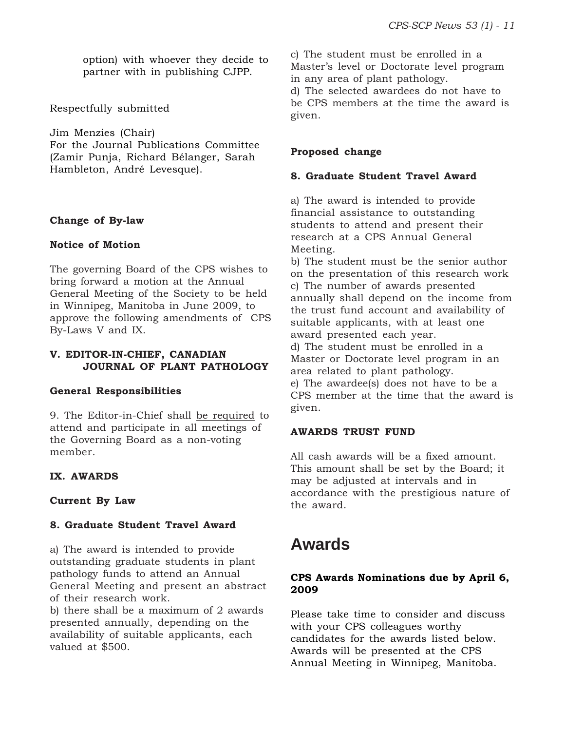option) with whoever they decide to partner with in publishing CJPP.

Respectfully submitted

Jim Menzies (Chair)
For the Journal Publications Committee (Zamir Punja, Richard Bélanger, Sarah Hambleton, André Levesque).

**Change of By-law**

**Notice of Motion**

The governing Board of the CPS wishes to bring forward a motion at the Annual General Meeting of the Society to be held in Winnipeg, Manitoba in June 2009, to approve the following amendments of CPS By-Laws V and IX.

**V. EDITOR-IN-CHIEF, CANADIAN JOURNAL OF PLANT PATHOLOGY**

**General Responsibilities**

9. The Editor-in-Chief shall <u>be required</u> to attend and participate in all meetings of the Governing Board as a non-voting member.

**IX. AWARDS**

**Current By Law**

**8. Graduate Student Travel Award**

a) The award is intended to provide outstanding graduate students in plant pathology funds to attend an Annual General Meeting and present an abstract of their research work.
b) there shall be a maximum of 2 awards presented annually, depending on the availability of suitable applicants, each valued at $500.
c) The student must be enrolled in a Master's level or Doctorate level program in any area of plant pathology.
d) The selected awardees do not have to be CPS members at the time the award is given.

**Proposed change**

**8. Graduate Student Travel Award**

a) The award is intended to provide financial assistance to outstanding students to attend and present their research at a CPS Annual General Meeting.
b) The student must be the senior author on the presentation of this research work
c) The number of awards presented annually shall depend on the income from the trust fund account and availability of suitable applicants, with at least one award presented each year.
d) The student must be enrolled in a Master or Doctorate level program in an area related to plant pathology.
e) The awardee(s) does not have to be a CPS member at the time that the award is given.

**AWARDS TRUST FUND**

All cash awards will be a fixed amount. This amount shall be set by the Board; it may be adjusted at intervals and in accordance with the prestigious nature of the award.

# Awards

**CPS Awards Nominations due by April 6, 2009**

Please take time to consider and discuss with your CPS colleagues worthy candidates for the awards listed below. Awards will be presented at the CPS Annual Meeting in Winnipeg, Manitoba.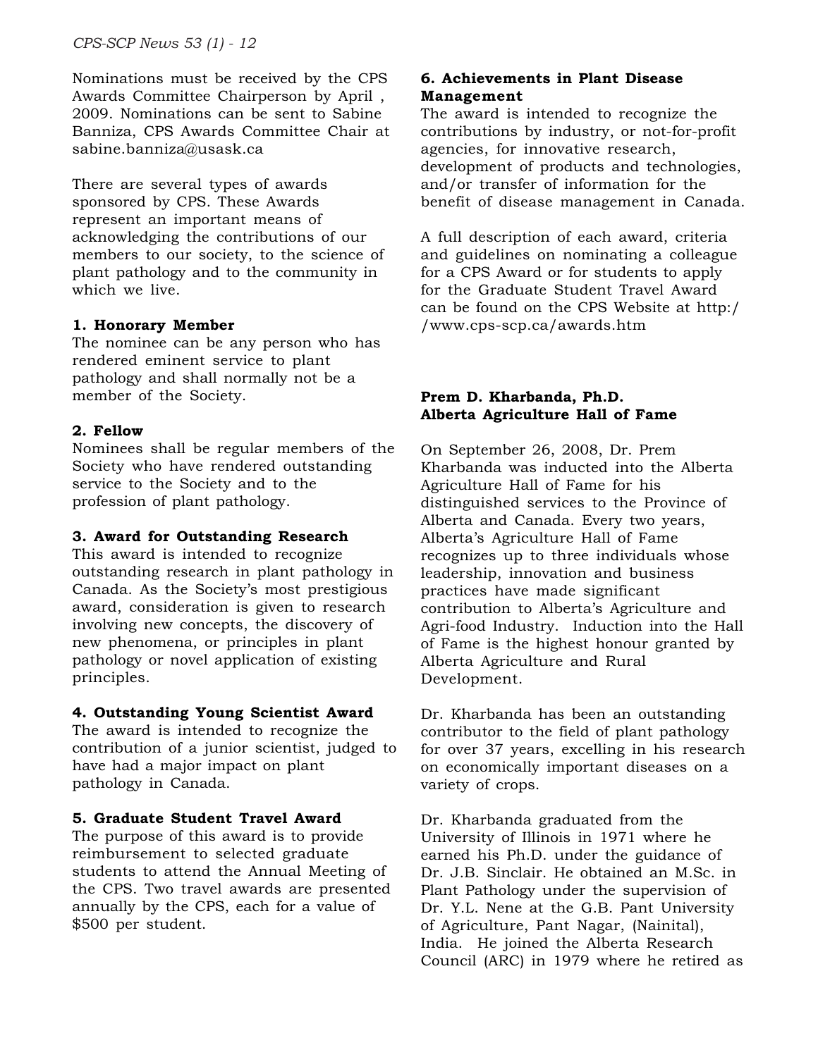Nominations must be received by the CPS Awards Committee Chairperson by April , 2009. Nominations can be sent to Sabine Banniza, CPS Awards Committee Chair at sabine.banniza@usask.ca

There are several types of awards sponsored by CPS. These Awards represent an important means of acknowledging the contributions of our members to our society, to the science of plant pathology and to the community in which we live.

**1. Honorary Member**
The nominee can be any person who has rendered eminent service to plant pathology and shall normally not be a member of the Society.

**2. Fellow**
Nominees shall be regular members of the Society who have rendered outstanding service to the Society and to the profession of plant pathology.

**3. Award for Outstanding Research**
This award is intended to recognize outstanding research in plant pathology in Canada. As the Society's most prestigious award, consideration is given to research involving new concepts, the discovery of new phenomena, or principles in plant pathology or novel application of existing principles.

**4. Outstanding Young Scientist Award**
The award is intended to recognize the contribution of a junior scientist, judged to have had a major impact on plant pathology in Canada.

**5. Graduate Student Travel Award**
The purpose of this award is to provide reimbursement to selected graduate students to attend the Annual Meeting of the CPS. Two travel awards are presented annually by the CPS, each for a value of $500 per student.

**6. Achievements in Plant Disease Management**
The award is intended to recognize the contributions by industry, or not-for-profit agencies, for innovative research, development of products and technologies, and/or transfer of information for the benefit of disease management in Canada.

A full description of each award, criteria and guidelines on nominating a colleague for a CPS Award or for students to apply for the Graduate Student Travel Award can be found on the CPS Website at http://www.cps-scp.ca/awards.htm

**Prem D. Kharbanda, Ph.D.**
**Alberta Agriculture Hall of Fame**

On September 26, 2008, Dr. Prem Kharbanda was inducted into the Alberta Agriculture Hall of Fame for his distinguished services to the Province of Alberta and Canada. Every two years, Alberta's Agriculture Hall of Fame recognizes up to three individuals whose leadership, innovation and business practices have made significant contribution to Alberta's Agriculture and Agri-food Industry. Induction into the Hall of Fame is the highest honour granted by Alberta Agriculture and Rural Development.

Dr. Kharbanda has been an outstanding contributor to the field of plant pathology for over 37 years, excelling in his research on economically important diseases on a variety of crops.

Dr. Kharbanda graduated from the University of Illinois in 1971 where he earned his Ph.D. under the guidance of Dr. J.B. Sinclair. He obtained an M.Sc. in Plant Pathology under the supervision of Dr. Y.L. Nene at the G.B. Pant University of Agriculture, Pant Nagar, (Nainital), India. He joined the Alberta Research Council (ARC) in 1979 where he retired as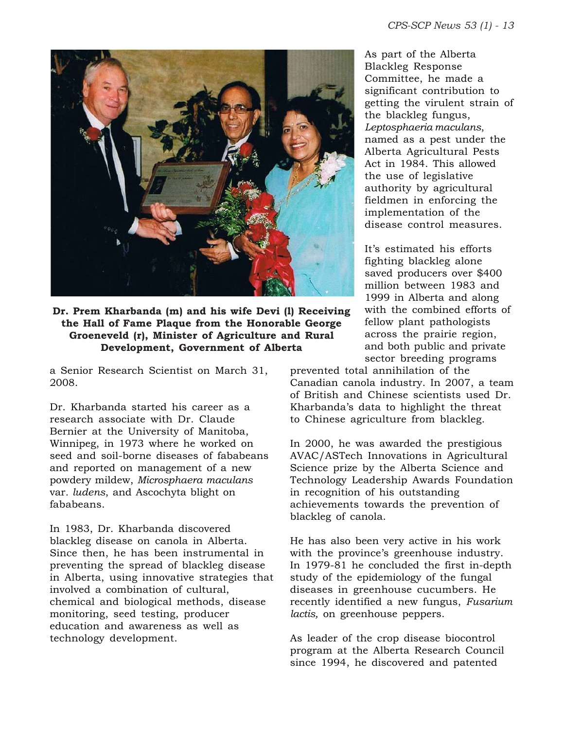**Dr. Prem Kharbanda (m) and his wife Devi (l) Receiving the Hall of Fame Plaque from the Honorable George Groeneveld (r), Minister of Agriculture and Rural Development, Government of Alberta**

a Senior Research Scientist on March 31, 2008.

Dr. Kharbanda started his career as a research associate with Dr. Claude Bernier at the University of Manitoba, Winnipeg, in 1973 where he worked on seed and soil-borne diseases of fababeans and reported on management of a new powdery mildew, *Microsphaera maculans* var. *ludens*, and Ascochyta blight on fababeans.

In 1983, Dr. Kharbanda discovered blackleg disease on canola in Alberta. Since then, he has been instrumental in preventing the spread of blackleg disease in Alberta, using innovative strategies that involved a combination of cultural, chemical and biological methods, disease monitoring, seed testing, producer education and awareness as well as technology development.

As part of the Alberta Blackleg Response Committee, he made a significant contribution to getting the virulent strain of the blackleg fungus, *Leptosphaeria maculans*, named as a pest under the Alberta Agricultural Pests Act in 1984. This allowed the use of legislative authority by agricultural fieldmen in enforcing the implementation of the disease control measures.

It's estimated his efforts fighting blackleg alone saved producers over $400 million between 1983 and 1999 in Alberta and along with the combined efforts of fellow plant pathologists across the prairie region, and both public and private sector breeding programs prevented total annihilation of the Canadian canola industry. In 2007, a team of British and Chinese scientists used Dr. Kharbanda's data to highlight the threat to Chinese agriculture from blackleg.

In 2000, he was awarded the prestigious AVAC/ASTech Innovations in Agricultural Science prize by the Alberta Science and Technology Leadership Awards Foundation in recognition of his outstanding achievements towards the prevention of blackleg of canola.

He has also been very active in his work with the province's greenhouse industry. In 1979-81 he concluded the first in-depth study of the epidemiology of the fungal diseases in greenhouse cucumbers. He recently identified a new fungus, *Fusarium lactis,* on greenhouse peppers.

As leader of the crop disease biocontrol program at the Alberta Research Council since 1994, he discovered and patented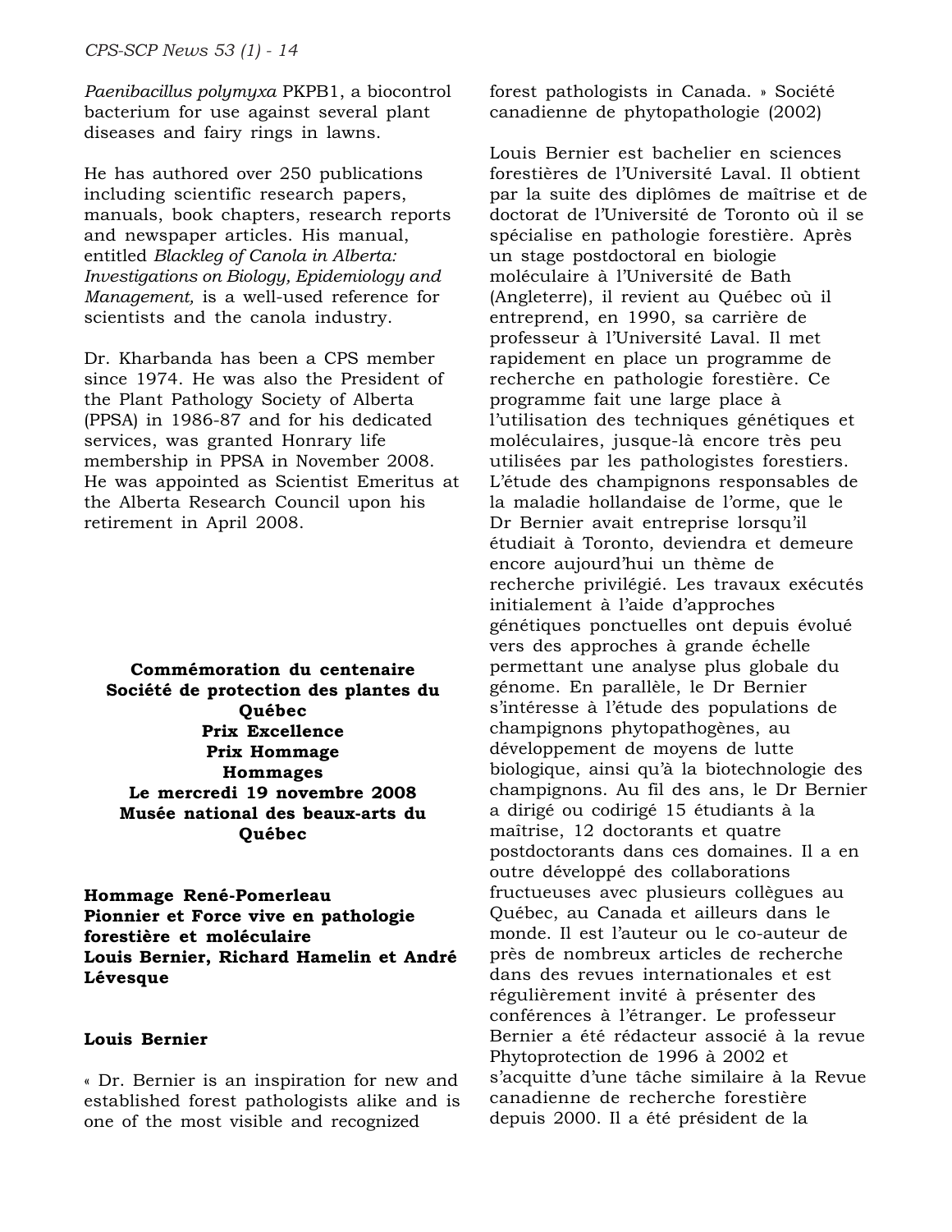*Paenibacillus polymyxa* PKPB1, a biocontrol bacterium for use against several plant diseases and fairy rings in lawns.

He has authored over 250 publications including scientific research papers, manuals, book chapters, research reports and newspaper articles. His manual, entitled *Blackleg of Canola in Alberta: Investigations on Biology, Epidemiology and Management,* is a well-used reference for scientists and the canola industry.

Dr. Kharbanda has been a CPS member since 1974. He was also the President of the Plant Pathology Society of Alberta (PPSA) in 1986-87 and for his dedicated services, was granted Honrary life membership in PPSA in November 2008. He was appointed as Scientist Emeritus at the Alberta Research Council upon his retirement in April 2008.

**Commémoration du centenaire**
**Société de protection des plantes du Québec**
**Prix Excellence**
**Prix Hommage**
**Hommages**
**Le mercredi 19 novembre 2008**
**Musée national des beaux-arts du Québec**

**Hommage René-Pomerleau**
**Pionnier et Force vive en pathologie forestière et moléculaire**
**Louis Bernier, Richard Hamelin et André Lévesque**

**Louis Bernier**

« Dr. Bernier is an inspiration for new and established forest pathologists alike and is one of the most visible and recognized forest pathologists in Canada. » Société canadienne de phytopathologie (2002)

Louis Bernier est bachelier en sciences forestières de l'Université Laval. Il obtient par la suite des diplômes de maîtrise et de doctorat de l'Université de Toronto où il se spécialise en pathologie forestière. Après un stage postdoctoral en biologie moléculaire à l'Université de Bath (Angleterre), il revient au Québec où il entreprend, en 1990, sa carrière de professeur à l'Université Laval. Il met rapidement en place un programme de recherche en pathologie forestière. Ce programme fait une large place à l'utilisation des techniques génétiques et moléculaires, jusque-là encore très peu utilisées par les pathologistes forestiers. L'étude des champignons responsables de la maladie hollandaise de l'orme, que le Dr Bernier avait entreprise lorsqu'il étudiait à Toronto, deviendra et demeure encore aujourd'hui un thème de recherche privilégié. Les travaux exécutés initialement à l'aide d'approches génétiques ponctuelles ont depuis évolué vers des approches à grande échelle permettant une analyse plus globale du génome. En parallèle, le Dr Bernier s'intéresse à l'étude des populations de champignons phytopathogènes, au développement de moyens de lutte biologique, ainsi qu'à la biotechnologie des champignons. Au fil des ans, le Dr Bernier a dirigé ou codirigé 15 étudiants à la maîtrise, 12 doctorants et quatre postdoctorants dans ces domaines. Il a en outre développé des collaborations fructueuses avec plusieurs collègues au Québec, au Canada et ailleurs dans le monde. Il est l'auteur ou le co-auteur de près de nombreux articles de recherche dans des revues internationales et est régulièrement invité à présenter des conférences à l'étranger. Le professeur Bernier a été rédacteur associé à la revue Phytoprotection de 1996 à 2002 et s'acquitte d'une tâche similaire à la Revue canadienne de recherche forestière depuis 2000. Il a été président de la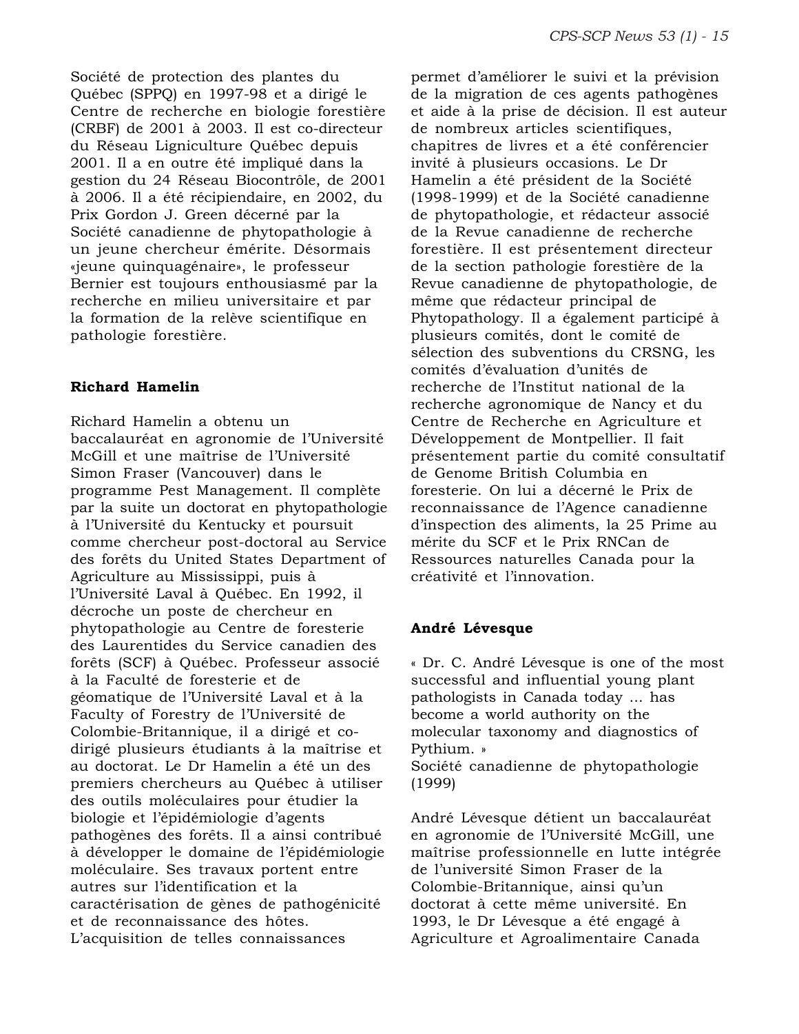Société de protection des plantes du Québec (SPPQ) en 1997-98 et a dirigé le Centre de recherche en biologie forestière (CRBF) de 2001 à 2003. Il est co-directeur du Réseau Ligniculture Québec depuis 2001. Il a en outre été impliqué dans la gestion du 24 Réseau Biocontrôle, de 2001 à 2006. Il a été récipiendaire, en 2002, du Prix Gordon J. Green décerné par la Société canadienne de phytopathologie à un jeune chercheur émérite. Désormais «jeune quinquagénaire», le professeur Bernier est toujours enthousiasmé par la recherche en milieu universitaire et par la formation de la relève scientifique en pathologie forestière.

**Richard Hamelin**

Richard Hamelin a obtenu un baccalauréat en agronomie de l'Université McGill et une maîtrise de l'Université Simon Fraser (Vancouver) dans le programme Pest Management. Il complète par la suite un doctorat en phytopathologie à l'Université du Kentucky et poursuit comme chercheur post-doctoral au Service des forêts du United States Department of Agriculture au Mississippi, puis à l'Université Laval à Québec. En 1992, il décroche un poste de chercheur en phytopathologie au Centre de foresterie des Laurentides du Service canadien des forêts (SCF) à Québec. Professeur associé à la Faculté de foresterie et de géomatique de l'Université Laval et à la Faculty of Forestry de l'Université de Colombie-Britannique, il a dirigé et co-dirigé plusieurs étudiants à la maîtrise et au doctorat. Le Dr Hamelin a été un des premiers chercheurs au Québec à utiliser des outils moléculaires pour étudier la biologie et l'épidémiologie d'agents pathogènes des forêts. Il a ainsi contribué à développer le domaine de l'épidémiologie moléculaire. Ses travaux portent entre autres sur l'identification et la caractérisation de gènes de pathogénicité et de reconnaissance des hôtes. L'acquisition de telles connaissances permet d'améliorer le suivi et la prévision de la migration de ces agents pathogènes et aide à la prise de décision. Il est auteur de nombreux articles scientifiques, chapitres de livres et a été conférencier invité à plusieurs occasions. Le Dr Hamelin a été président de la Société (1998-1999) et de la Société canadienne de phytopathologie, et rédacteur associé de la Revue canadienne de recherche forestière. Il est présentement directeur de la section pathologie forestière de la Revue canadienne de phytopathologie, de même que rédacteur principal de Phytopathology. Il a également participé à plusieurs comités, dont le comité de sélection des subventions du CRSNG, les comités d'évaluation d'unités de recherche de l'Institut national de la recherche agronomique de Nancy et du Centre de Recherche en Agriculture et Développement de Montpellier. Il fait présentement partie du comité consultatif de Genome British Columbia en foresterie. On lui a décerné le Prix de reconnaissance de l'Agence canadienne d'inspection des aliments, la 25 Prime au mérite du SCF et le Prix RNCan de Ressources naturelles Canada pour la créativité et l'innovation.

**André Lévesque**

« Dr. C. André Lévesque is one of the most successful and influential young plant pathologists in Canada today ... has become a world authority on the molecular taxonomy and diagnostics of Pythium. »
Société canadienne de phytopathologie (1999)

André Lévesque détient un baccalauréat en agronomie de l'Université McGill, une maîtrise professionnelle en lutte intégrée de l'université Simon Fraser de la Colombie-Britannique, ainsi qu'un doctorat à cette même université. En 1993, le Dr Lévesque a été engagé à Agriculture et Agroalimentaire Canada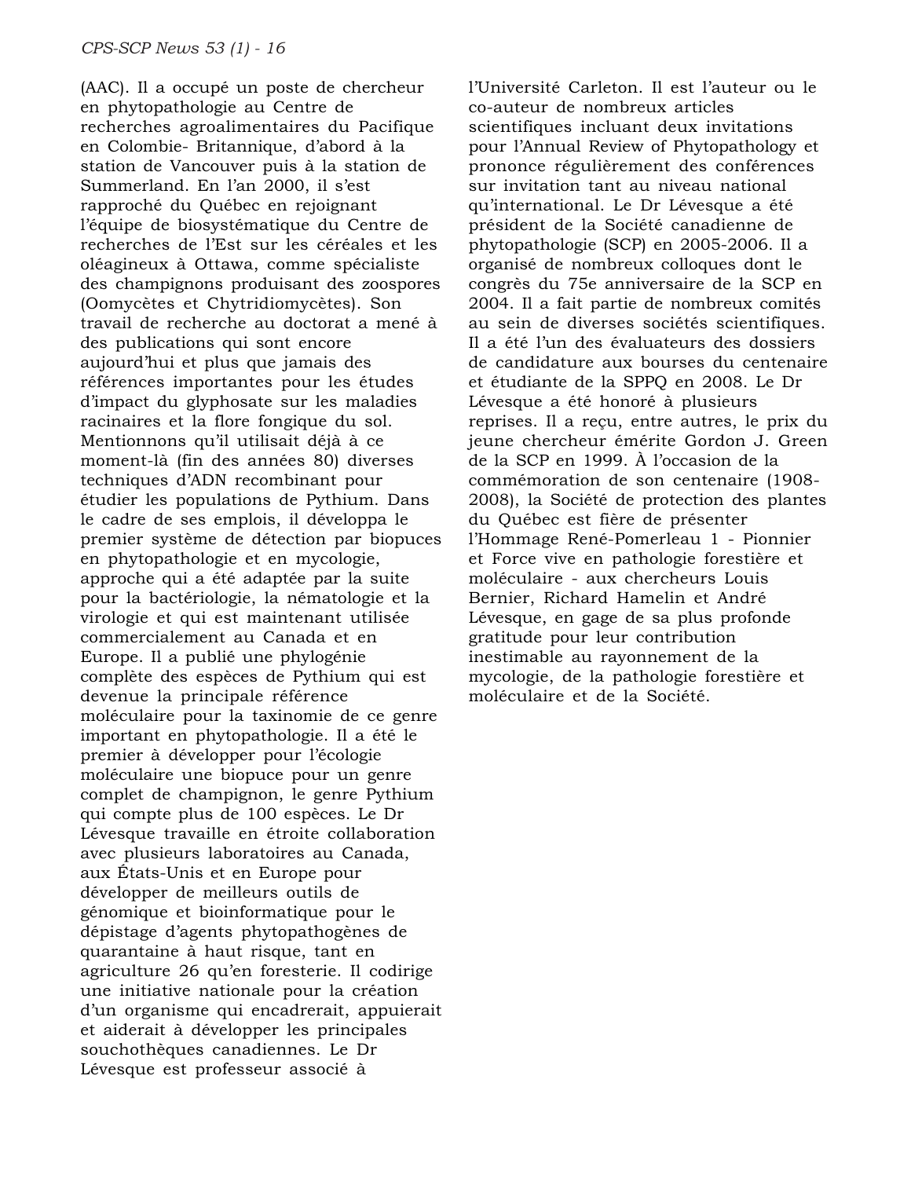(AAC). Il a occupé un poste de chercheur en phytopathologie au Centre de recherches agroalimentaires du Pacifique en Colombie- Britannique, d'abord à la station de Vancouver puis à la station de Summerland. En l'an 2000, il s'est rapproché du Québec en rejoignant l'équipe de biosystématique du Centre de recherches de l'Est sur les céréales et les oléagineux à Ottawa, comme spécialiste des champignons produisant des zoospores (Oomycètes et Chytridiomycètes). Son travail de recherche au doctorat a mené à des publications qui sont encore aujourd'hui et plus que jamais des références importantes pour les études d'impact du glyphosate sur les maladies racinaires et la flore fongique du sol. Mentionnons qu'il utilisait déjà à ce moment-là (fin des années 80) diverses techniques d'ADN recombinant pour étudier les populations de Pythium. Dans le cadre de ses emplois, il développa le premier système de détection par biopuces en phytopathologie et en mycologie, approche qui a été adaptée par la suite pour la bactériologie, la nématologie et la virologie et qui est maintenant utilisée commercialement au Canada et en Europe. Il a publié une phylogénie complète des espèces de Pythium qui est devenue la principale référence moléculaire pour la taxinomie de ce genre important en phytopathologie. Il a été le premier à développer pour l'écologie moléculaire une biopuce pour un genre complet de champignon, le genre Pythium qui compte plus de 100 espèces. Le Dr Lévesque travaille en étroite collaboration avec plusieurs laboratoires au Canada, aux États-Unis et en Europe pour développer de meilleurs outils de génomique et bioinformatique pour le dépistage d'agents phytopathogènes de quarantaine à haut risque, tant en agriculture 26 qu'en foresterie. Il codirige une initiative nationale pour la création d'un organisme qui encadrerait, appuierait et aiderait à développer les principales souchothèques canadiennes. Le Dr Lévesque est professeur associé à l'Université Carleton. Il est l'auteur ou le co-auteur de nombreux articles scientifiques incluant deux invitations pour l'Annual Review of Phytopathology et prononce régulièrement des conférences sur invitation tant au niveau national qu'international. Le Dr Lévesque a été président de la Société canadienne de phytopathologie (SCP) en 2005-2006. Il a organisé de nombreux colloques dont le congrès du 75e anniversaire de la SCP en 2004. Il a fait partie de nombreux comités au sein de diverses sociétés scientifiques. Il a été l'un des évaluateurs des dossiers de candidature aux bourses du centenaire et étudiante de la SPPQ en 2008. Le Dr Lévesque a été honoré à plusieurs reprises. Il a reçu, entre autres, le prix du jeune chercheur émérite Gordon J. Green de la SCP en 1999. À l'occasion de la commémoration de son centenaire (1908-2008), la Société de protection des plantes du Québec est fière de présenter l'Hommage René-Pomerleau 1 - Pionnier et Force vive en pathologie forestière et moléculaire - aux chercheurs Louis Bernier, Richard Hamelin et André Lévesque, en gage de sa plus profonde gratitude pour leur contribution inestimable au rayonnement de la mycologie, de la pathologie forestière et moléculaire et de la Société.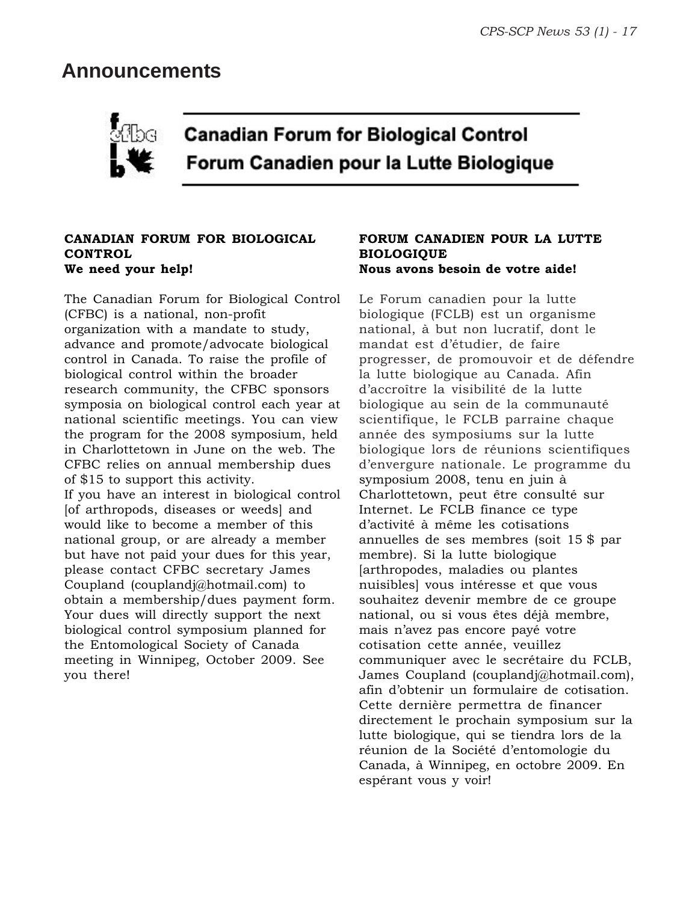# Announcements

**Canadian Forum for Biological Control**
**Forum Canadien pour la Lutte Biologique**

**CANADIAN FORUM FOR BIOLOGICAL CONTROL**
**We need your help!**

The Canadian Forum for Biological Control (CFBC) is a national, non-profit organization with a mandate to study, advance and promote/advocate biological control in Canada. To raise the profile of biological control within the broader research community, the CFBC sponsors symposia on biological control each year at national scientific meetings. You can view the program for the 2008 symposium, held in Charlottetown in June on the web. The CFBC relies on annual membership dues of $15 to support this activity.
If you have an interest in biological control [of arthropods, diseases or weeds] and would like to become a member of this national group, or are already a member but have not paid your dues for this year, please contact CFBC secretary James Coupland (couplandj@hotmail.com) to obtain a membership/dues payment form. Your dues will directly support the next biological control symposium planned for the Entomological Society of Canada meeting in Winnipeg, October 2009. See you there!

**FORUM CANADIEN POUR LA LUTTE BIOLOGIQUE**
**Nous avons besoin de votre aide!**

Le Forum canadien pour la lutte biologique (FCLB) est un organisme national, à but non lucratif, dont le mandat est d'étudier, de faire progresser, de promouvoir et de défendre la lutte biologique au Canada. Afin d'accroître la visibilité de la lutte biologique au sein de la communauté scientifique, le FCLB parraine chaque année des symposiums sur la lutte biologique lors de réunions scientifiques d'envergure nationale. Le programme du symposium 2008, tenu en juin à Charlottetown, peut être consulté sur Internet. Le FCLB finance ce type d'activité à même les cotisations annuelles de ses membres (soit 15 $ par membre). Si la lutte biologique [arthropodes, maladies ou plantes nuisibles] vous intéresse et que vous souhaitez devenir membre de ce groupe national, ou si vous êtes déjà membre, mais n'avez pas encore payé votre cotisation cette année, veuillez communiquer avec le secrétaire du FCLB, James Coupland (couplandj@hotmail.com), afin d'obtenir un formulaire de cotisation. Cette dernière permettra de financer directement le prochain symposium sur la lutte biologique, qui se tiendra lors de la réunion de la Société d'entomologie du Canada, à Winnipeg, en octobre 2009. En espérant vous y voir!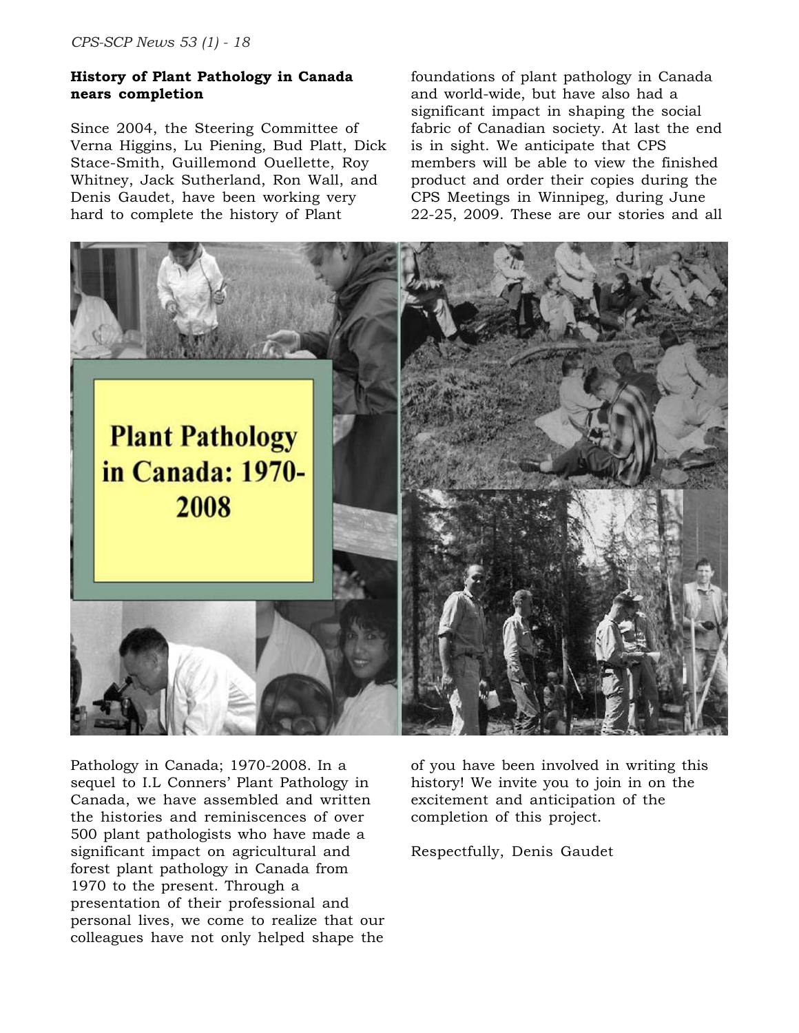## History of Plant Pathology in Canada nears completion

Since 2004, the Steering Committee of Verna Higgins, Lu Piening, Bud Platt, Dick Stace-Smith, Guillemond Ouellette, Roy Whitney, Jack Sutherland, Ron Wall, and Denis Gaudet, have been working very hard to complete the history of Plant Pathology in Canada; 1970-2008. In a sequel to I.L Conners' Plant Pathology in Canada, we have assembled and written the histories and reminiscences of over 500 plant pathologists who have made a significant impact on agricultural and forest plant pathology in Canada from 1970 to the present. Through a presentation of their professional and personal lives, we come to realize that our colleagues have not only helped shape the foundations of plant pathology in Canada and world-wide, but have also had a significant impact in shaping the social fabric of Canadian society. At last the end is in sight. We anticipate that CPS members will be able to view the finished product and order their copies during the CPS Meetings in Winnipeg, during June 22-25, 2009. These are our stories and all of you have been involved in writing this history! We invite you to join in on the excitement and anticipation of the completion of this project.

Plant Pathology in Canada: 1970-2008

Respectfully, Denis Gaudet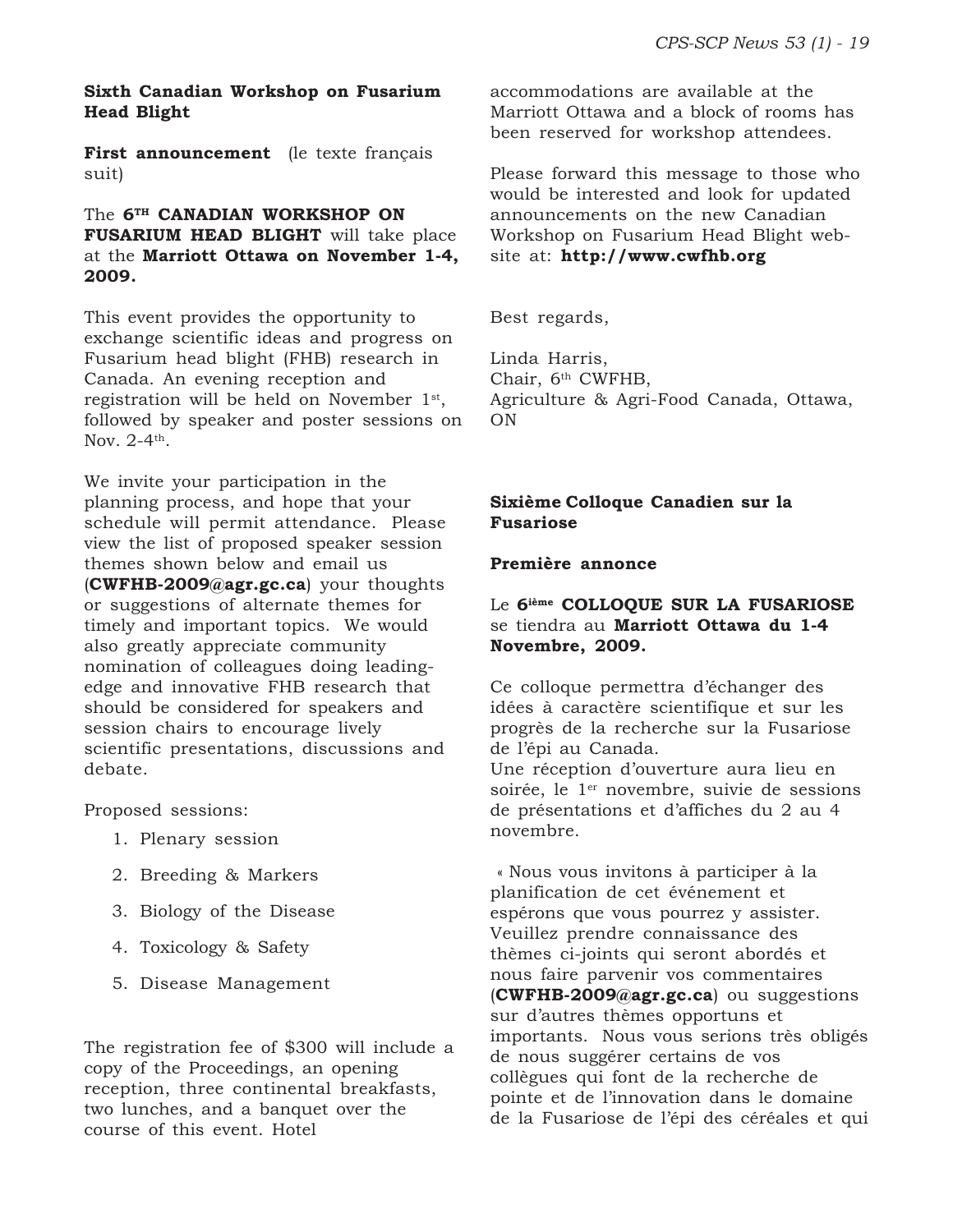**Sixth Canadian Workshop on Fusarium Head Blight**

**First announcement** (le texte français suit)

The **6TH CANADIAN WORKSHOP ON FUSARIUM HEAD BLIGHT** will take place at the **Marriott Ottawa on November 1-4, 2009.**

This event provides the opportunity to exchange scientific ideas and progress on Fusarium head blight (FHB) research in Canada. An evening reception and registration will be held on November 1st, followed by speaker and poster sessions on Nov. 2-4th.

We invite your participation in the planning process, and hope that your schedule will permit attendance. Please view the list of proposed speaker session themes shown below and email us (**CWFHB-2009@agr.gc.ca**) your thoughts or suggestions of alternate themes for timely and important topics. We would also greatly appreciate community nomination of colleagues doing leading-edge and innovative FHB research that should be considered for speakers and session chairs to encourage lively scientific presentations, discussions and debate.

Proposed sessions:

1. Plenary session
2. Breeding & Markers
3. Biology of the Disease
4. Toxicology & Safety
5. Disease Management

The registration fee of $300 will include a copy of the Proceedings, an opening reception, three continental breakfasts, two lunches, and a banquet over the course of this event. Hotel accommodations are available at the Marriott Ottawa and a block of rooms has been reserved for workshop attendees.

Please forward this message to those who would be interested and look for updated announcements on the new Canadian Workshop on Fusarium Head Blight web-site at: **http://www.cwfhb.org**

Best regards,

Linda Harris,
Chair, 6th CWFHB,
Agriculture & Agri-Food Canada, Ottawa, ON

**Sixième Colloque Canadien sur la Fusariose**

**Première annonce**

Le **6ième COLLOQUE SUR LA FUSARIOSE** se tiendra au **Marriott Ottawa du 1-4 Novembre, 2009.**

Ce colloque permettra d'échanger des idées à caractère scientifique et sur les progrès de la recherche sur la Fusariose de l'épi au Canada.
Une réception d'ouverture aura lieu en soirée, le 1er novembre, suivie de sessions de présentations et d'affiches du 2 au 4 novembre.

« Nous vous invitons à participer à la planification de cet événement et espérons que vous pourrez y assister. Veuillez prendre connaissance des thèmes ci-joints qui seront abordés et nous faire parvenir vos commentaires (**CWFHB-2009@agr.gc.ca**) ou suggestions sur d'autres thèmes opportuns et importants. Nous vous serions très obligés de nous suggérer certains de vos collègues qui font de la recherche de pointe et de l'innovation dans le domaine de la Fusariose de l'épi des céréales et qui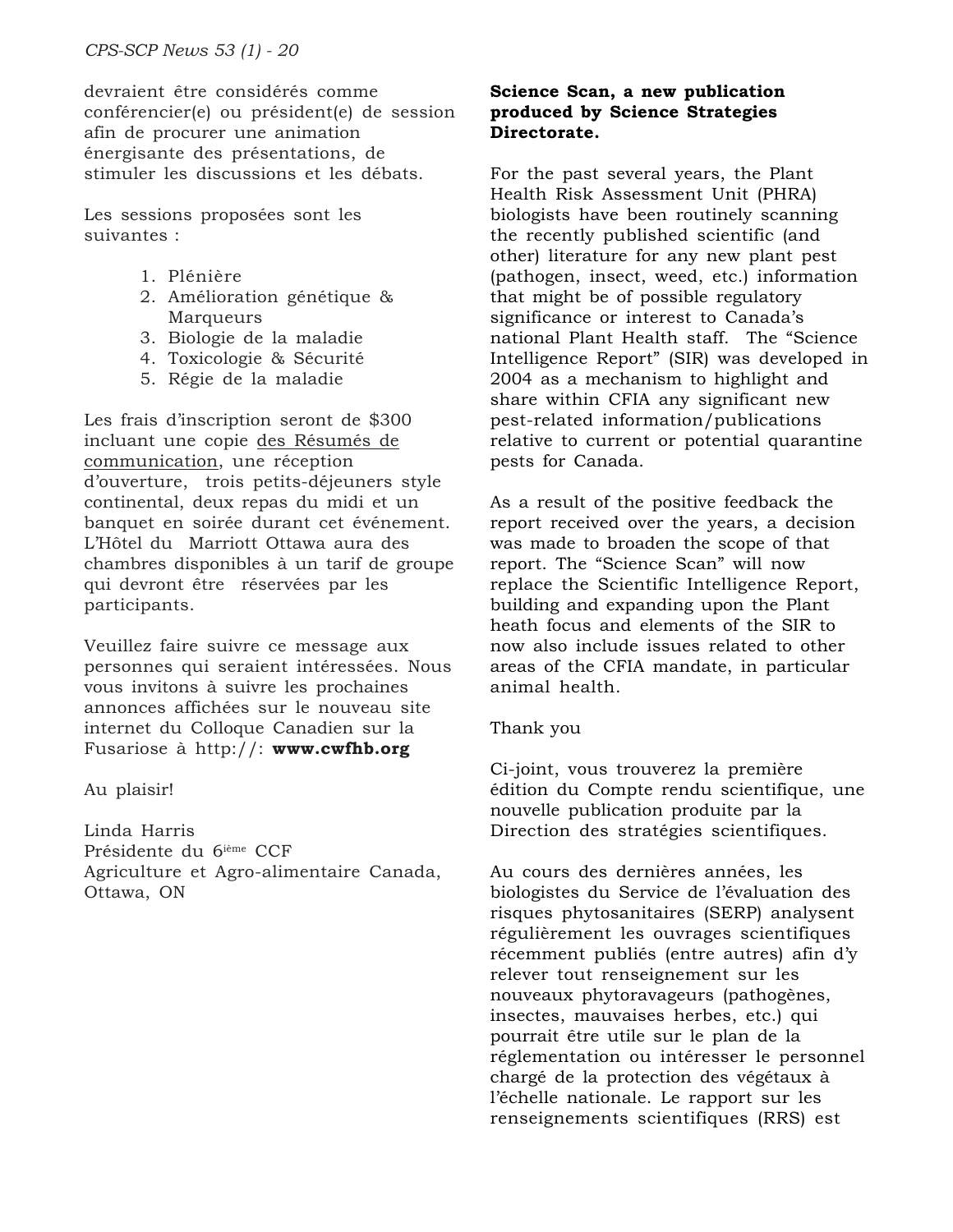devraient être considérés comme conférencier(e) ou président(e) de session afin de procurer une animation énergisante des présentations, de stimuler les discussions et les débats.

Les sessions proposées sont les suivantes :

1. Plénière
2. Amélioration génétique & Marqueurs
3. Biologie de la maladie
4. Toxicologie & Sécurité
5. Régie de la maladie

Les frais d'inscription seront de $300 incluant une copie des Résumés de communication, une réception d'ouverture, trois petits-déjeuners style continental, deux repas du midi et un banquet en soirée durant cet événement. L'Hôtel du Marriott Ottawa aura des chambres disponibles à un tarif de groupe qui devront être réservées par les participants.

Veuillez faire suivre ce message aux personnes qui seraient intéressées. Nous vous invitons à suivre les prochaines annonces affichées sur le nouveau site internet du Colloque Canadien sur la Fusariose à http://: **www.cwfhb.org**

Au plaisir!

Linda Harris
Présidente du 6ième CCF
Agriculture et Agro-alimentaire Canada, Ottawa, ON

**Science Scan, a new publication produced by Science Strategies Directorate.**

For the past several years, the Plant Health Risk Assessment Unit (PHRA) biologists have been routinely scanning the recently published scientific (and other) literature for any new plant pest (pathogen, insect, weed, etc.) information that might be of possible regulatory significance or interest to Canada's national Plant Health staff. The "Science Intelligence Report" (SIR) was developed in 2004 as a mechanism to highlight and share within CFIA any significant new pest-related information/publications relative to current or potential quarantine pests for Canada.

As a result of the positive feedback the report received over the years, a decision was made to broaden the scope of that report. The "Science Scan" will now replace the Scientific Intelligence Report, building and expanding upon the Plant heath focus and elements of the SIR to now also include issues related to other areas of the CFIA mandate, in particular animal health.

Thank you

Ci-joint, vous trouverez la première édition du Compte rendu scientifique, une nouvelle publication produite par la Direction des stratégies scientifiques.

Au cours des dernières années, les biologistes du Service de l'évaluation des risques phytosanitaires (SERP) analysent régulièrement les ouvrages scientifiques récemment publiés (entre autres) afin d'y relever tout renseignement sur les nouveaux phytoravageurs (pathogènes, insectes, mauvaises herbes, etc.) qui pourrait être utile sur le plan de la réglementation ou intéresser le personnel chargé de la protection des végétaux à l'échelle nationale. Le rapport sur les renseignements scientifiques (RRS) est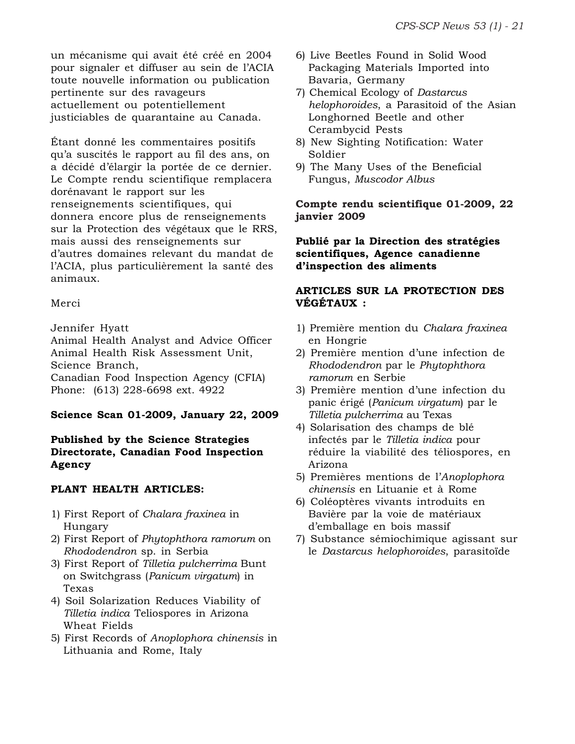un mécanisme qui avait été créé en 2004 pour signaler et diffuser au sein de l'ACIA toute nouvelle information ou publication pertinente sur des ravageurs actuellement ou potentiellement justiciables de quarantaine au Canada.

Étant donné les commentaires positifs qu'a suscités le rapport au fil des ans, on a décidé d'élargir la portée de ce dernier. Le Compte rendu scientifique remplacera dorénavant le rapport sur les renseignements scientifiques, qui donnera encore plus de renseignements sur la Protection des végétaux que le RRS, mais aussi des renseignements sur d'autres domaines relevant du mandat de l'ACIA, plus particulièrement la santé des animaux.

Merci

Jennifer Hyatt
Animal Health Analyst and Advice Officer
Animal Health Risk Assessment Unit, Science Branch,
Canadian Food Inspection Agency (CFIA)
Phone: (613) 228-6698 ext. 4922

**Science Scan 01-2009, January 22, 2009**

**Published by the Science Strategies Directorate, Canadian Food Inspection Agency**

**PLANT HEALTH ARTICLES:**

1) First Report of *Chalara fraxinea* in Hungary
2) First Report of *Phytophthora ramorum* on *Rhododendron* sp. in Serbia
3) First Report of *Tilletia pulcherrima* Bunt on Switchgrass (*Panicum virgatum*) in Texas
4) Soil Solarization Reduces Viability of *Tilletia indica* Teliospores in Arizona Wheat Fields
5) First Records of *Anoplophora chinensis* in Lithuania and Rome, Italy
6) Live Beetles Found in Solid Wood Packaging Materials Imported into Bavaria, Germany
7) Chemical Ecology of *Dastarcus helophoroides*, a Parasitoid of the Asian Longhorned Beetle and other Cerambycid Pests
8) New Sighting Notification: Water Soldier
9) The Many Uses of the Beneficial Fungus, *Muscodor Albus*

**Compte rendu scientifique 01-2009, 22 janvier 2009**

**Publié par la Direction des stratégies scientifiques, Agence canadienne d'inspection des aliments**

**ARTICLES SUR LA PROTECTION DES VÉGÉTAUX :**

1) Première mention du *Chalara fraxinea* en Hongrie
2) Première mention d'une infection de *Rhododendron* par le *Phytophthora ramorum* en Serbie
3) Première mention d'une infection du panic érigé (*Panicum virgatum*) par le *Tilletia pulcherrima* au Texas
4) Solarisation des champs de blé infectés par le *Tilletia indica* pour réduire la viabilité des téliospores, en Arizona
5) Premières mentions de l'*Anoplophora chinensis* en Lituanie et à Rome
6) Coléoptères vivants introduits en Bavière par la voie de matériaux d'emballage en bois massif
7) Substance sémiochimique agissant sur le *Dastarcus helophoroides*, parasitoïde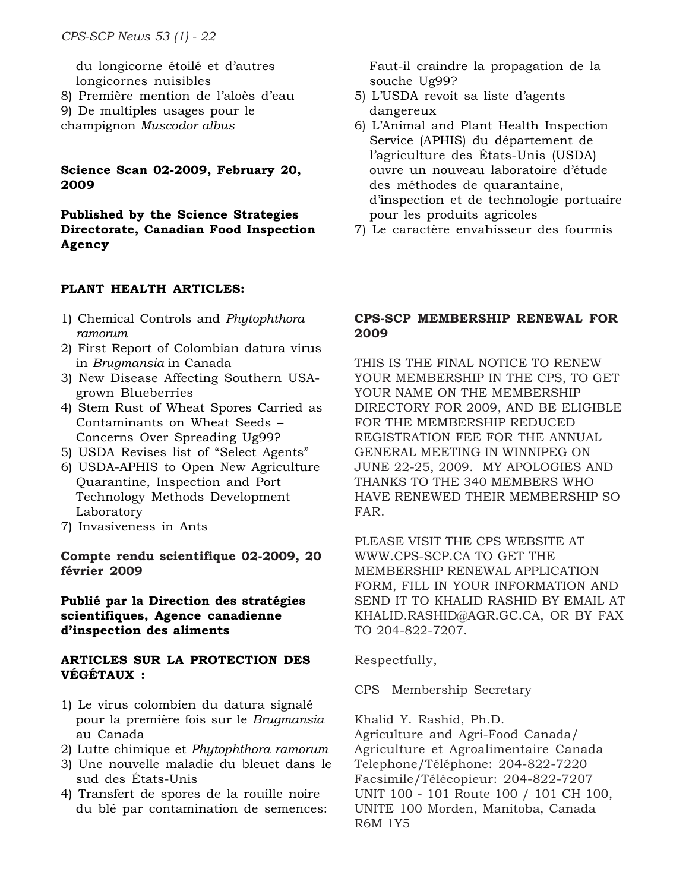du longicorne étoilé et d'autres longicornes nuisibles
8) Première mention de l'aloès d'eau
9) De multiples usages pour le champignon *Muscodor albus*

**Science Scan 02-2009, February 20, 2009**

**Published by the Science Strategies Directorate, Canadian Food Inspection Agency**

**PLANT HEALTH ARTICLES:**

1) Chemical Controls and *Phytophthora ramorum*
2) First Report of Colombian datura virus in *Brugmansia* in Canada
3) New Disease Affecting Southern USA-grown Blueberries
4) Stem Rust of Wheat Spores Carried as Contaminants on Wheat Seeds – Concerns Over Spreading Ug99?
5) USDA Revises list of "Select Agents"
6) USDA-APHIS to Open New Agriculture Quarantine, Inspection and Port Technology Methods Development Laboratory
7) Invasiveness in Ants

**Compte rendu scientifique 02-2009, 20 février 2009**

**Publié par la Direction des stratégies scientifiques, Agence canadienne d'inspection des aliments**

**ARTICLES SUR LA PROTECTION DES VÉGÉTAUX :**

1) Le virus colombien du datura signalé pour la première fois sur le *Brugmansia* au Canada
2) Lutte chimique et *Phytophthora ramorum*
3) Une nouvelle maladie du bleuet dans le sud des États-Unis
4) Transfert de spores de la rouille noire du blé par contamination de semences: Faut-il craindre la propagation de la souche Ug99?
5) L'USDA revoit sa liste d'agents dangereux
6) L'Animal and Plant Health Inspection Service (APHIS) du département de l'agriculture des États-Unis (USDA) ouvre un nouveau laboratoire d'étude des méthodes de quarantaine, d'inspection et de technologie portuaire pour les produits agricoles
7) Le caractère envahisseur des fourmis

**CPS-SCP MEMBERSHIP RENEWAL FOR 2009**

THIS IS THE FINAL NOTICE TO RENEW YOUR MEMBERSHIP IN THE CPS, TO GET YOUR NAME ON THE MEMBERSHIP DIRECTORY FOR 2009, AND BE ELIGIBLE FOR THE MEMBERSHIP REDUCED REGISTRATION FEE FOR THE ANNUAL GENERAL MEETING IN WINNIPEG ON JUNE 22-25, 2009. MY APOLOGIES AND THANKS TO THE 340 MEMBERS WHO HAVE RENEWED THEIR MEMBERSHIP SO FAR.

PLEASE VISIT THE CPS WEBSITE AT WWW.CPS-SCP.CA TO GET THE MEMBERSHIP RENEWAL APPLICATION FORM, FILL IN YOUR INFORMATION AND SEND IT TO KHALID RASHID BY EMAIL AT KHALID.RASHID@AGR.GC.CA, OR BY FAX TO 204-822-7207.

Respectfully,

CPS Membership Secretary

Khalid Y. Rashid, Ph.D.
Agriculture and Agri-Food Canada/
Agriculture et Agroalimentaire Canada
Telephone/Téléphone: 204-822-7220
Facsimile/Télécopieur: 204-822-7207
UNIT 100 - 101 Route 100 / 101 CH 100,
UNITE 100 Morden, Manitoba, Canada
R6M 1Y5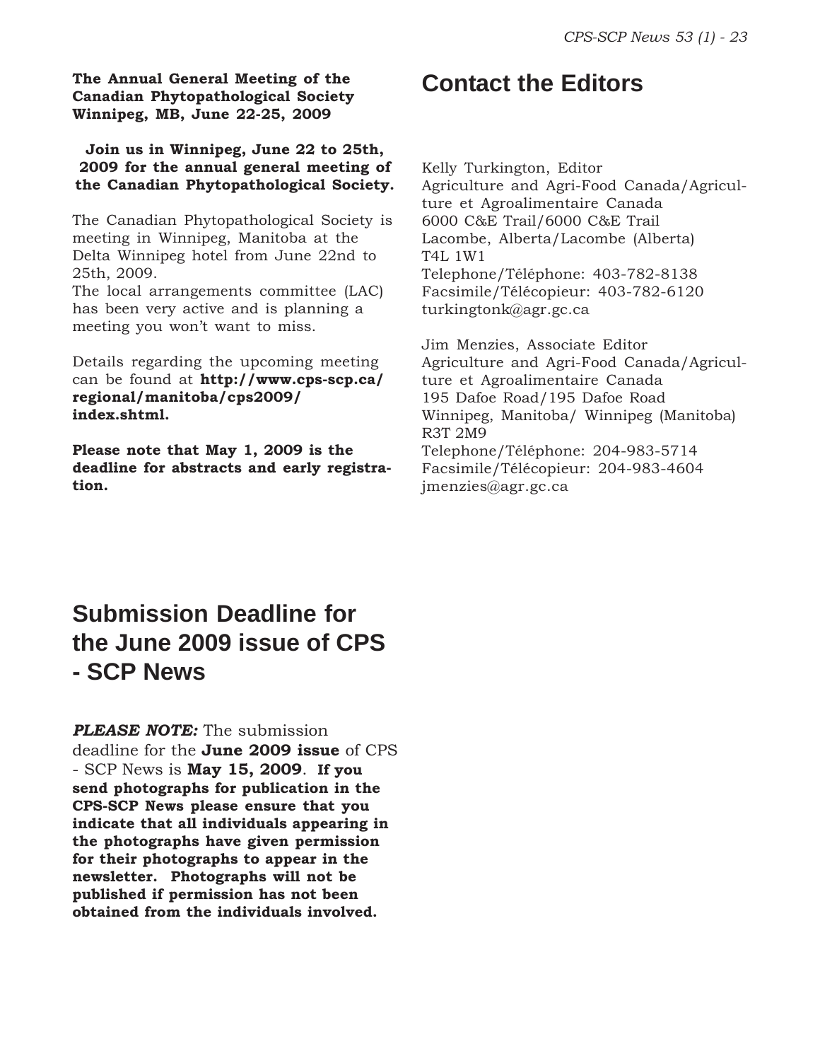**The Annual General Meeting of the Canadian Phytopathological Society Winnipeg, MB, June 22-25, 2009**

**Join us in Winnipeg, June 22 to 25th, 2009 for the annual general meeting of the Canadian Phytopathological Society.**

The Canadian Phytopathological Society is meeting in Winnipeg, Manitoba at the Delta Winnipeg hotel from June 22nd to 25th, 2009.
The local arrangements committee (LAC) has been very active and is planning a meeting you won't want to miss.

Details regarding the upcoming meeting can be found at **http://www.cps-scp.ca/regional/manitoba/cps2009/index.shtml.**

**Please note that May 1, 2009 is the deadline for abstracts and early registration.**

## Contact the Editors

Kelly Turkington, Editor
Agriculture and Agri-Food Canada/Agriculture et Agroalimentaire Canada
6000 C&E Trail/6000 C&E Trail
Lacombe, Alberta/Lacombe (Alberta)
T4L 1W1
Telephone/Téléphone: 403-782-8138
Facsimile/Télécopieur: 403-782-6120
turkingtonk@agr.gc.ca

Jim Menzies, Associate Editor
Agriculture and Agri-Food Canada/Agriculture et Agroalimentaire Canada
195 Dafoe Road/195 Dafoe Road
Winnipeg, Manitoba/ Winnipeg (Manitoba)
R3T 2M9
Telephone/Téléphone: 204-983-5714
Facsimile/Télécopieur: 204-983-4604
jmenzies@agr.gc.ca

## Submission Deadline for the June 2009 issue of CPS - SCP News

***PLEASE NOTE:*** The submission deadline for the **June 2009 issue** of CPS - SCP News is **May 15, 2009**. **If you send photographs for publication in the CPS-SCP News please ensure that you indicate that all individuals appearing in the photographs have given permission for their photographs to appear in the newsletter. Photographs will not be published if permission has not been obtained from the individuals involved.**